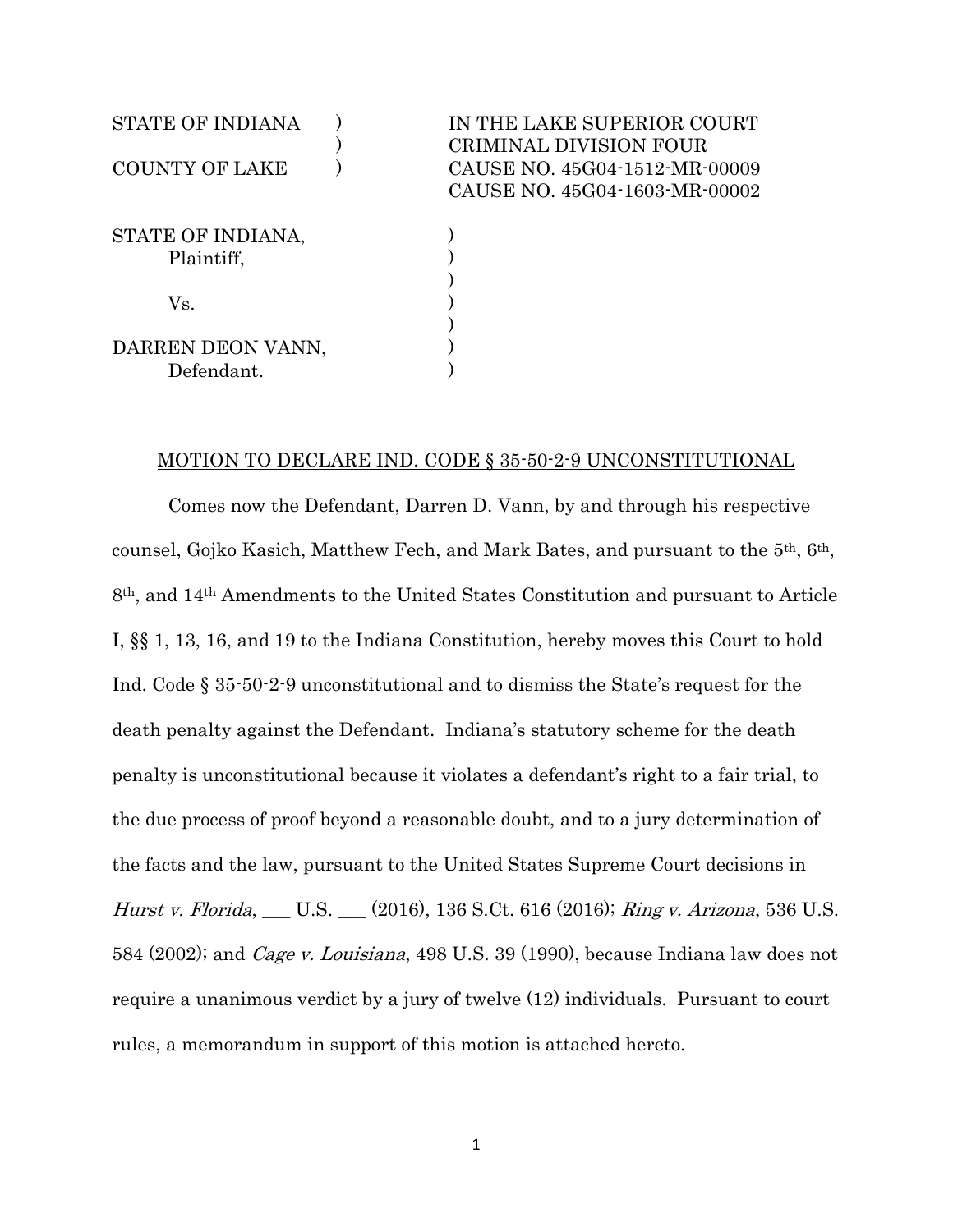STATE OF INDIANA )
                 )
COUNTY OF LAKE   )

IN THE LAKE SUPERIOR COURT
CRIMINAL DIVISION FOUR
CAUSE NO. 45G04-1512-MR-00009
CAUSE NO. 45G04-1603-MR-00002

STATE OF INDIANA,
Plaintiff,

Vs.

DARREN DEON VANN,
Defendant.

MOTION TO DECLARE IND. CODE § 35-50-2-9 UNCONSTITUTIONAL

Comes now the Defendant, Darren D. Vann, by and through his respective counsel, Gojko Kasich, Matthew Fech, and Mark Bates, and pursuant to the 5th, 6th, 8th, and 14th Amendments to the United States Constitution and pursuant to Article I, §§ 1, 13, 16, and 19 to the Indiana Constitution, hereby moves this Court to hold Ind. Code § 35-50-2-9 unconstitutional and to dismiss the State's request for the death penalty against the Defendant. Indiana's statutory scheme for the death penalty is unconstitutional because it violates a defendant's right to a fair trial, to the due process of proof beyond a reasonable doubt, and to a jury determination of the facts and the law, pursuant to the United States Supreme Court decisions in *Hurst v. Florida*, ___ U.S. ___ (2016), 136 S.Ct. 616 (2016); *Ring v. Arizona*, 536 U.S. 584 (2002); and *Cage v. Louisiana*, 498 U.S. 39 (1990), because Indiana law does not require a unanimous verdict by a jury of twelve (12) individuals. Pursuant to court rules, a memorandum in support of this motion is attached hereto.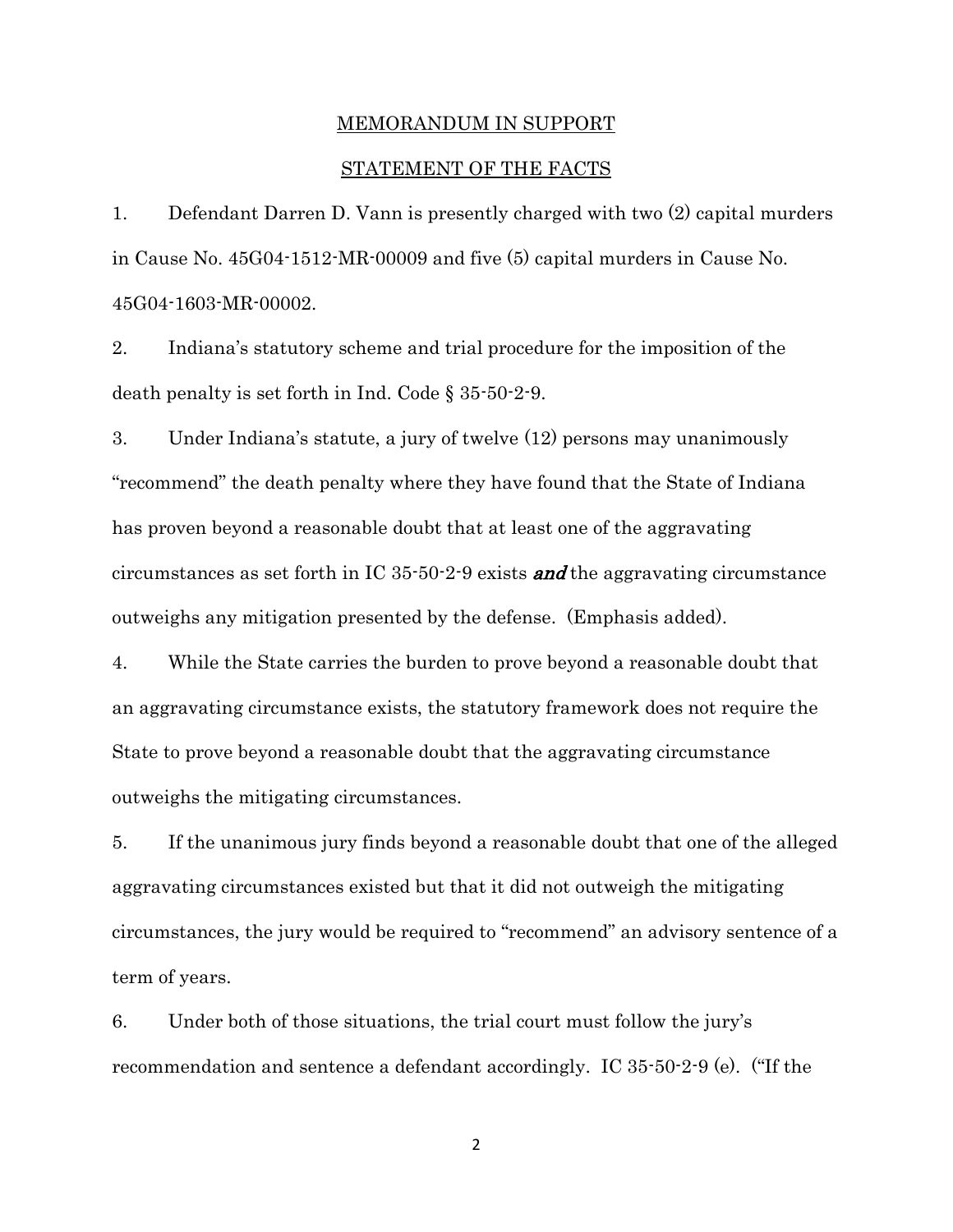MEMORANDUM IN SUPPORT

STATEMENT OF THE FACTS

1. Defendant Darren D. Vann is presently charged with two (2) capital murders in Cause No. 45G04-1512-MR-00009 and five (5) capital murders in Cause No. 45G04-1603-MR-00002.

2. Indiana's statutory scheme and trial procedure for the imposition of the death penalty is set forth in Ind. Code § 35-50-2-9.

3. Under Indiana's statute, a jury of twelve (12) persons may unanimously "recommend" the death penalty where they have found that the State of Indiana has proven beyond a reasonable doubt that at least one of the aggravating circumstances as set forth in IC 35-50-2-9 exists ***and*** the aggravating circumstance outweighs any mitigation presented by the defense. (Emphasis added).

4. While the State carries the burden to prove beyond a reasonable doubt that an aggravating circumstance exists, the statutory framework does not require the State to prove beyond a reasonable doubt that the aggravating circumstance outweighs the mitigating circumstances.

5. If the unanimous jury finds beyond a reasonable doubt that one of the alleged aggravating circumstances existed but that it did not outweigh the mitigating circumstances, the jury would be required to "recommend" an advisory sentence of a term of years.

6. Under both of those situations, the trial court must follow the jury's recommendation and sentence a defendant accordingly. IC 35-50-2-9 (e). ("If the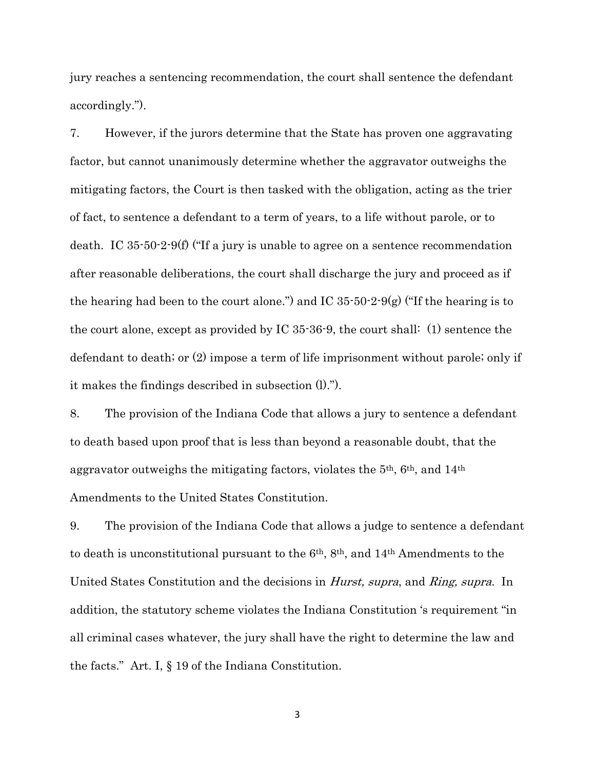jury reaches a sentencing recommendation, the court shall sentence the defendant accordingly.").

7. However, if the jurors determine that the State has proven one aggravating factor, but cannot unanimously determine whether the aggravator outweighs the mitigating factors, the Court is then tasked with the obligation, acting as the trier of fact, to sentence a defendant to a term of years, to a life without parole, or to death. IC 35-50-2-9(f) ("If a jury is unable to agree on a sentence recommendation after reasonable deliberations, the court shall discharge the jury and proceed as if the hearing had been to the court alone.") and IC 35-50-2-9(g) ("If the hearing is to the court alone, except as provided by IC 35-36-9, the court shall: (1) sentence the defendant to death; or (2) impose a term of life imprisonment without parole; only if it makes the findings described in subsection (l).").

8. The provision of the Indiana Code that allows a jury to sentence a defendant to death based upon proof that is less than beyond a reasonable doubt, that the aggravator outweighs the mitigating factors, violates the 5th, 6th, and 14th Amendments to the United States Constitution.

9. The provision of the Indiana Code that allows a judge to sentence a defendant to death is unconstitutional pursuant to the 6th, 8th, and 14th Amendments to the United States Constitution and the decisions in *Hurst, supra*, and *Ring, supra*. In addition, the statutory scheme violates the Indiana Constitution 's requirement "in all criminal cases whatever, the jury shall have the right to determine the law and the facts." Art. I, § 19 of the Indiana Constitution.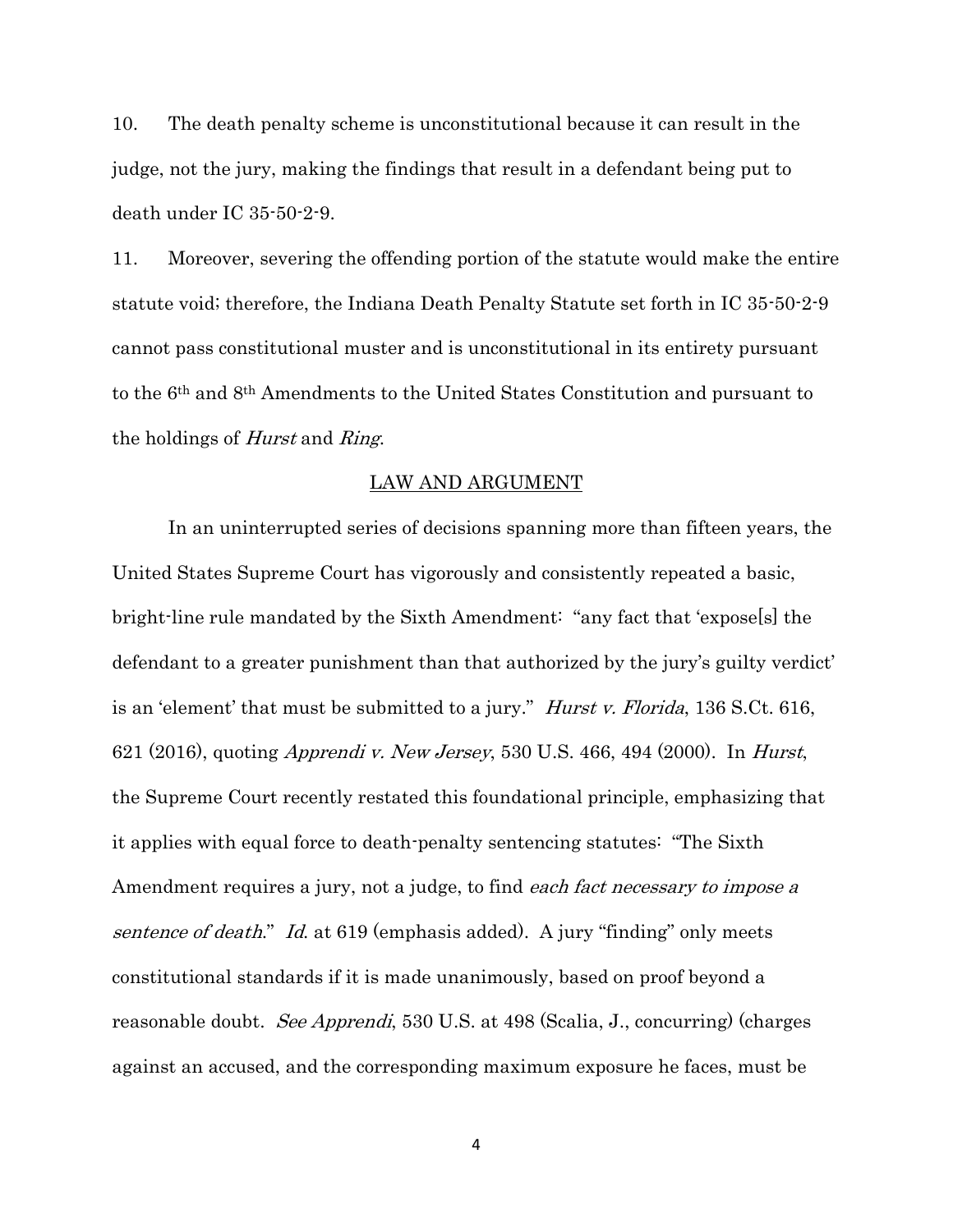10. The death penalty scheme is unconstitutional because it can result in the judge, not the jury, making the findings that result in a defendant being put to death under IC 35-50-2-9.

11. Moreover, severing the offending portion of the statute would make the entire statute void; therefore, the Indiana Death Penalty Statute set forth in IC 35-50-2-9 cannot pass constitutional muster and is unconstitutional in its entirety pursuant to the 6th and 8th Amendments to the United States Constitution and pursuant to the holdings of *Hurst* and *Ring*.

## LAW AND ARGUMENT

In an uninterrupted series of decisions spanning more than fifteen years, the United States Supreme Court has vigorously and consistently repeated a basic, bright-line rule mandated by the Sixth Amendment: "any fact that 'expose[s] the defendant to a greater punishment than that authorized by the jury's guilty verdict' is an 'element' that must be submitted to a jury." *Hurst v. Florida*, 136 S.Ct. 616, 621 (2016), quoting *Apprendi v. New Jersey*, 530 U.S. 466, 494 (2000). In *Hurst*, the Supreme Court recently restated this foundational principle, emphasizing that it applies with equal force to death-penalty sentencing statutes: "The Sixth Amendment requires a jury, not a judge, to find *each fact necessary to impose a sentence of death*." *Id*. at 619 (emphasis added). A jury "finding" only meets constitutional standards if it is made unanimously, based on proof beyond a reasonable doubt. *See Apprendi*, 530 U.S. at 498 (Scalia, J., concurring) (charges against an accused, and the corresponding maximum exposure he faces, must be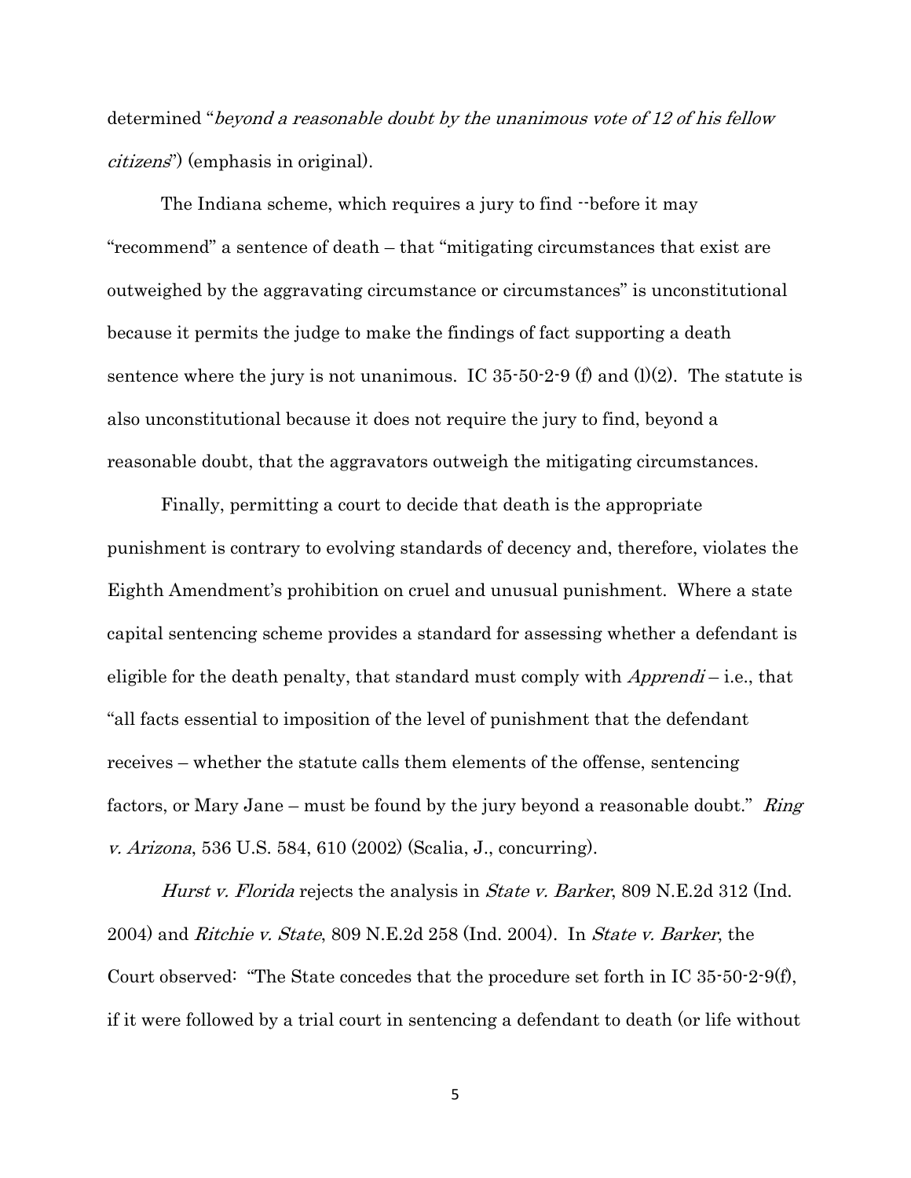determined "*beyond a reasonable doubt by the unanimous vote of 12 of his fellow citizens*") (emphasis in original).

The Indiana scheme, which requires a jury to find --before it may "recommend" a sentence of death – that "mitigating circumstances that exist are outweighed by the aggravating circumstance or circumstances" is unconstitutional because it permits the judge to make the findings of fact supporting a death sentence where the jury is not unanimous. IC 35-50-2-9 (f) and (l)(2). The statute is also unconstitutional because it does not require the jury to find, beyond a reasonable doubt, that the aggravators outweigh the mitigating circumstances.

Finally, permitting a court to decide that death is the appropriate punishment is contrary to evolving standards of decency and, therefore, violates the Eighth Amendment's prohibition on cruel and unusual punishment. Where a state capital sentencing scheme provides a standard for assessing whether a defendant is eligible for the death penalty, that standard must comply with *Apprendi* – i.e., that "all facts essential to imposition of the level of punishment that the defendant receives – whether the statute calls them elements of the offense, sentencing factors, or Mary Jane – must be found by the jury beyond a reasonable doubt." *Ring v. Arizona*, 536 U.S. 584, 610 (2002) (Scalia, J., concurring).

*Hurst v. Florida* rejects the analysis in *State v. Barker*, 809 N.E.2d 312 (Ind. 2004) and *Ritchie v. State*, 809 N.E.2d 258 (Ind. 2004). In *State v. Barker*, the Court observed: "The State concedes that the procedure set forth in IC 35-50-2-9(f), if it were followed by a trial court in sentencing a defendant to death (or life without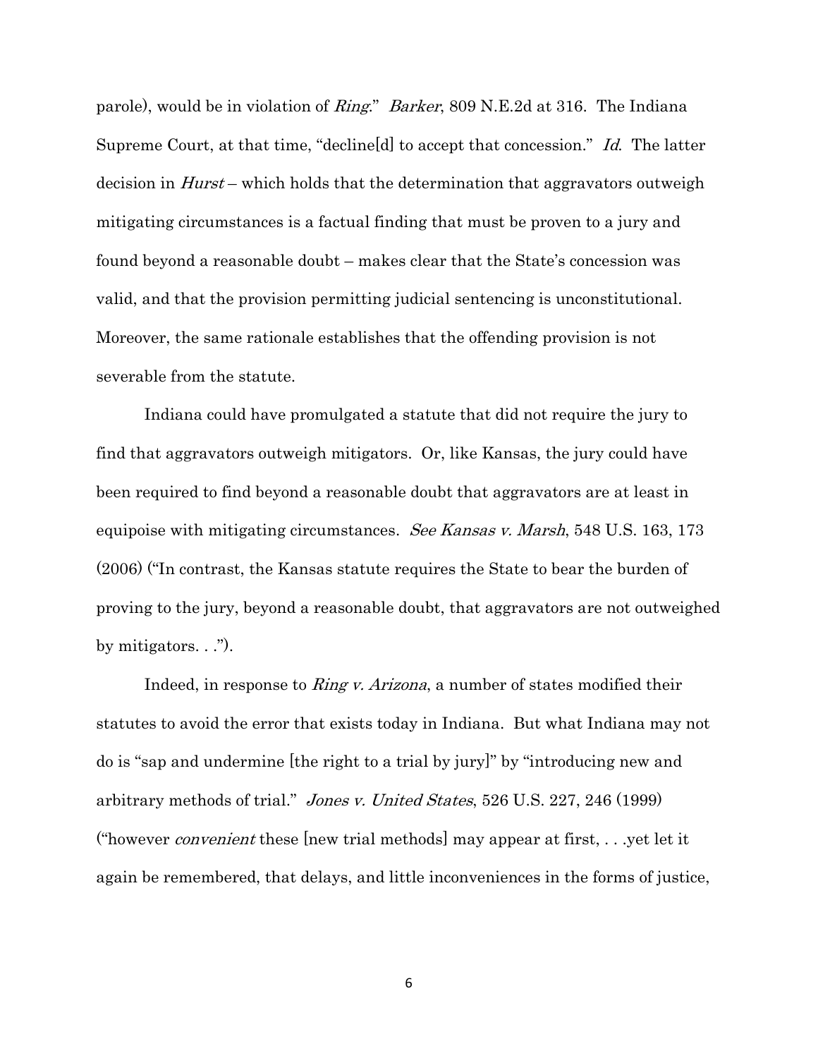parole), would be in violation of *Ring*." *Barker*, 809 N.E.2d at 316. The Indiana Supreme Court, at that time, "decline[d] to accept that concession." *Id.* The latter decision in *Hurst* – which holds that the determination that aggravators outweigh mitigating circumstances is a factual finding that must be proven to a jury and found beyond a reasonable doubt – makes clear that the State's concession was valid, and that the provision permitting judicial sentencing is unconstitutional. Moreover, the same rationale establishes that the offending provision is not severable from the statute.

Indiana could have promulgated a statute that did not require the jury to find that aggravators outweigh mitigators. Or, like Kansas, the jury could have been required to find beyond a reasonable doubt that aggravators are at least in equipoise with mitigating circumstances. *See Kansas v. Marsh*, 548 U.S. 163, 173 (2006) ("In contrast, the Kansas statute requires the State to bear the burden of proving to the jury, beyond a reasonable doubt, that aggravators are not outweighed by mitigators. . .").

Indeed, in response to *Ring v. Arizona*, a number of states modified their statutes to avoid the error that exists today in Indiana. But what Indiana may not do is "sap and undermine [the right to a trial by jury]" by "introducing new and arbitrary methods of trial." *Jones v. United States*, 526 U.S. 227, 246 (1999) ("however *convenient* these [new trial methods] may appear at first, . . .yet let it again be remembered, that delays, and little inconveniences in the forms of justice,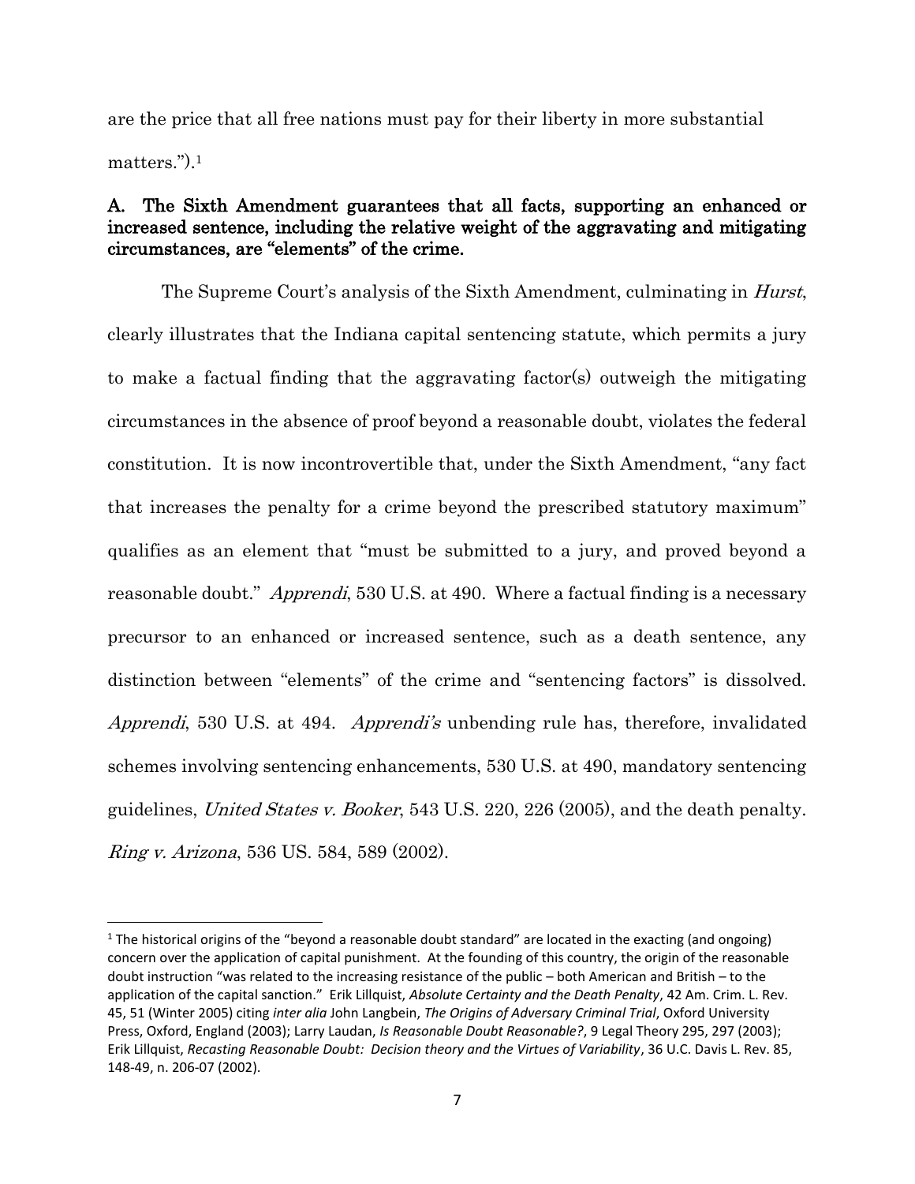are the price that all free nations must pay for their liberty in more substantial matters.").[1]

### A. The Sixth Amendment guarantees that all facts, supporting an enhanced or increased sentence, including the relative weight of the aggravating and mitigating circumstances, are "elements" of the crime.

The Supreme Court's analysis of the Sixth Amendment, culminating in *Hurst*, clearly illustrates that the Indiana capital sentencing statute, which permits a jury to make a factual finding that the aggravating factor(s) outweigh the mitigating circumstances in the absence of proof beyond a reasonable doubt, violates the federal constitution. It is now incontrovertible that, under the Sixth Amendment, "any fact that increases the penalty for a crime beyond the prescribed statutory maximum" qualifies as an element that "must be submitted to a jury, and proved beyond a reasonable doubt." *Apprendi*, 530 U.S. at 490. Where a factual finding is a necessary precursor to an enhanced or increased sentence, such as a death sentence, any distinction between "elements" of the crime and "sentencing factors" is dissolved. *Apprendi*, 530 U.S. at 494. *Apprendi's* unbending rule has, therefore, invalidated schemes involving sentencing enhancements, 530 U.S. at 490, mandatory sentencing guidelines, *United States v. Booker*, 543 U.S. 220, 226 (2005), and the death penalty. *Ring v. Arizona*, 536 US. 584, 589 (2002).

---

[1] The historical origins of the "beyond a reasonable doubt standard" are located in the exacting (and ongoing) concern over the application of capital punishment. At the founding of this country, the origin of the reasonable doubt instruction "was related to the increasing resistance of the public – both American and British – to the application of the capital sanction." Erik Lillquist, *Absolute Certainty and the Death Penalty*, 42 Am. Crim. L. Rev. 45, 51 (Winter 2005) citing *inter alia* John Langbein, *The Origins of Adversary Criminal Trial*, Oxford University Press, Oxford, England (2003); Larry Laudan, *Is Reasonable Doubt Reasonable?*, 9 Legal Theory 295, 297 (2003); Erik Lillquist, *Recasting Reasonable Doubt: Decision theory and the Virtues of Variability*, 36 U.C. Davis L. Rev. 85, 148-49, n. 206-07 (2002).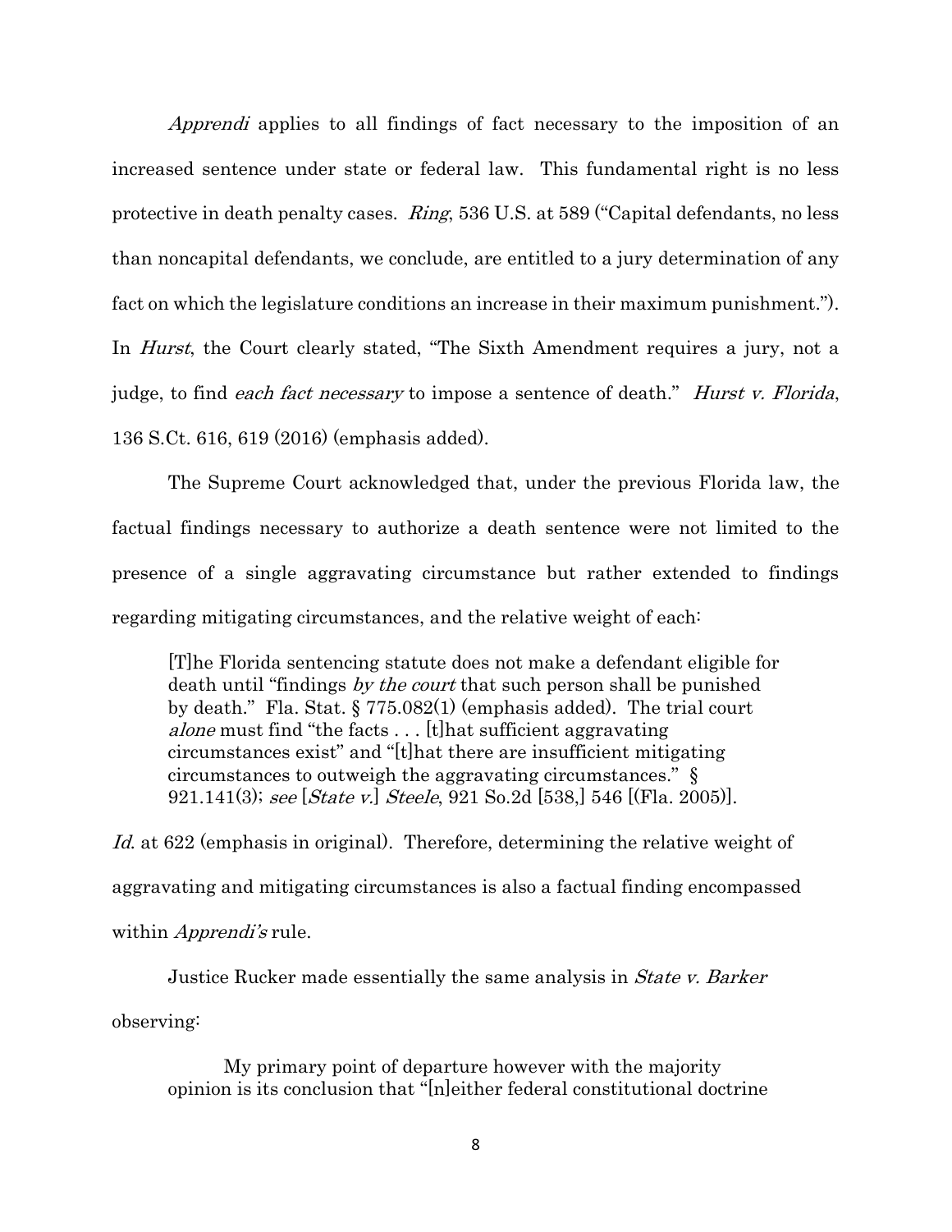*Apprendi* applies to all findings of fact necessary to the imposition of an increased sentence under state or federal law. This fundamental right is no less protective in death penalty cases. *Ring*, 536 U.S. at 589 ("Capital defendants, no less than noncapital defendants, we conclude, are entitled to a jury determination of any fact on which the legislature conditions an increase in their maximum punishment."). In *Hurst*, the Court clearly stated, "The Sixth Amendment requires a jury, not a judge, to find *each fact necessary* to impose a sentence of death." *Hurst v. Florida*, 136 S.Ct. 616, 619 (2016) (emphasis added).

The Supreme Court acknowledged that, under the previous Florida law, the factual findings necessary to authorize a death sentence were not limited to the presence of a single aggravating circumstance but rather extended to findings regarding mitigating circumstances, and the relative weight of each:

> [T]he Florida sentencing statute does not make a defendant eligible for death until "findings *by the court* that such person shall be punished by death." Fla. Stat. § 775.082(1) (emphasis added). The trial court *alone* must find "the facts . . . [t]hat sufficient aggravating circumstances exist" and "[t]hat there are insufficient mitigating circumstances to outweigh the aggravating circumstances." § 921.141(3); *see* [*State v.*] *Steele*, 921 So.2d [538,] 546 [(Fla. 2005)].

*Id.* at 622 (emphasis in original). Therefore, determining the relative weight of aggravating and mitigating circumstances is also a factual finding encompassed within *Apprendi's* rule.

Justice Rucker made essentially the same analysis in *State v. Barker* observing:

> My primary point of departure however with the majority opinion is its conclusion that "[n]either federal constitutional doctrine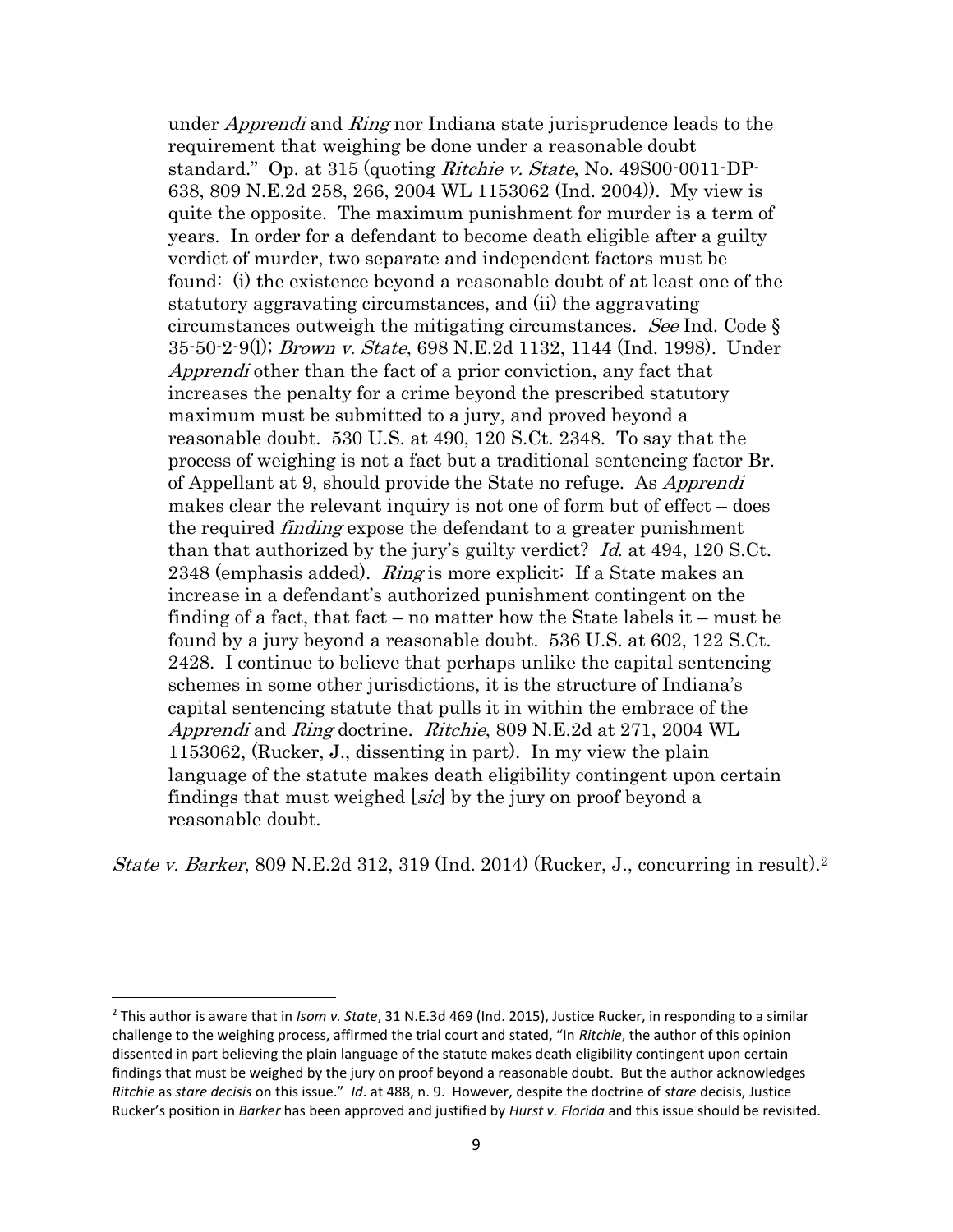> under *Apprendi* and *Ring* nor Indiana state jurisprudence leads to the requirement that weighing be done under a reasonable doubt standard." Op. at 315 (quoting *Ritchie v. State*, No. 49S00-0011-DP-638, 809 N.E.2d 258, 266, 2004 WL 1153062 (Ind. 2004)). My view is quite the opposite. The maximum punishment for murder is a term of years. In order for a defendant to become death eligible after a guilty verdict of murder, two separate and independent factors must be found: (i) the existence beyond a reasonable doubt of at least one of the statutory aggravating circumstances, and (ii) the aggravating circumstances outweigh the mitigating circumstances. *See* Ind. Code § 35-50-2-9(l); *Brown v. State*, 698 N.E.2d 1132, 1144 (Ind. 1998). Under *Apprendi* other than the fact of a prior conviction, any fact that increases the penalty for a crime beyond the prescribed statutory maximum must be submitted to a jury, and proved beyond a reasonable doubt. 530 U.S. at 490, 120 S.Ct. 2348. To say that the process of weighing is not a fact but a traditional sentencing factor Br. of Appellant at 9, should provide the State no refuge. As *Apprendi* makes clear the relevant inquiry is not one of form but of effect – does the required *finding* expose the defendant to a greater punishment than that authorized by the jury's guilty verdict? *Id.* at 494, 120 S.Ct. 2348 (emphasis added). *Ring* is more explicit: If a State makes an increase in a defendant's authorized punishment contingent on the finding of a fact, that fact – no matter how the State labels it – must be found by a jury beyond a reasonable doubt. 536 U.S. at 602, 122 S.Ct. 2428. I continue to believe that perhaps unlike the capital sentencing schemes in some other jurisdictions, it is the structure of Indiana's capital sentencing statute that pulls it in within the embrace of the *Apprendi* and *Ring* doctrine. *Ritchie*, 809 N.E.2d at 271, 2004 WL 1153062, (Rucker, J., dissenting in part). In my view the plain language of the statute makes death eligibility contingent upon certain findings that must weighed [*sic*] by the jury on proof beyond a reasonable doubt.

*State v. Barker*, 809 N.E.2d 312, 319 (Ind. 2014) (Rucker, J., concurring in result).[2]

---

[2] This author is aware that in *Isom v. State*, 31 N.E.3d 469 (Ind. 2015), Justice Rucker, in responding to a similar challenge to the weighing process, affirmed the trial court and stated, "In *Ritchie*, the author of this opinion dissented in part believing the plain language of the statute makes death eligibility contingent upon certain findings that must be weighed by the jury on proof beyond a reasonable doubt. But the author acknowledges *Ritchie* as *stare decisis* on this issue." *Id*. at 488, n. 9. However, despite the doctrine of *stare* decisis, Justice Rucker's position in *Barker* has been approved and justified by *Hurst v. Florida* and this issue should be revisited.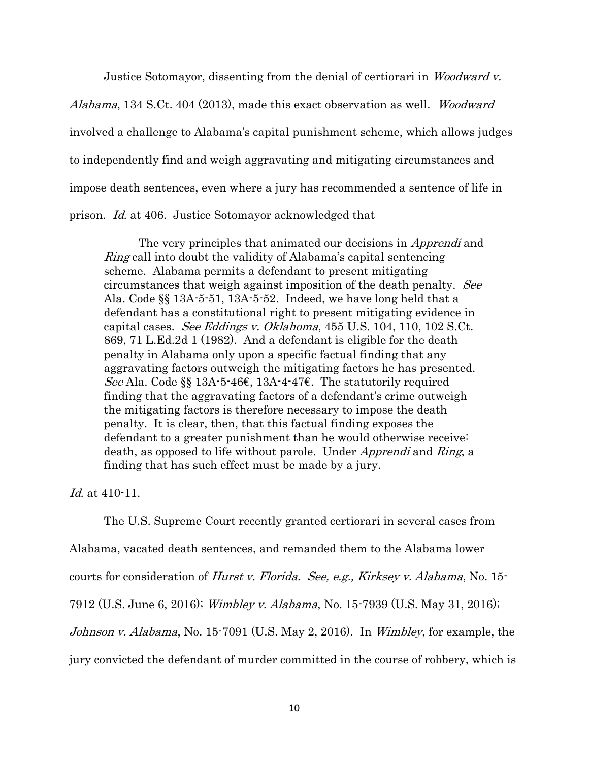Justice Sotomayor, dissenting from the denial of certiorari in *Woodward v. Alabama*, 134 S.Ct. 404 (2013), made this exact observation as well. *Woodward* involved a challenge to Alabama's capital punishment scheme, which allows judges to independently find and weigh aggravating and mitigating circumstances and impose death sentences, even where a jury has recommended a sentence of life in prison. *Id.* at 406. Justice Sotomayor acknowledged that

> The very principles that animated our decisions in *Apprendi* and *Ring* call into doubt the validity of Alabama's capital sentencing scheme. Alabama permits a defendant to present mitigating circumstances that weigh against imposition of the death penalty. *See* Ala. Code §§ 13A-5-51, 13A-5-52. Indeed, we have long held that a defendant has a constitutional right to present mitigating evidence in capital cases. *See Eddings v. Oklahoma*, 455 U.S. 104, 110, 102 S.Ct. 869, 71 L.Ed.2d 1 (1982). And a defendant is eligible for the death penalty in Alabama only upon a specific factual finding that any aggravating factors outweigh the mitigating factors he has presented. *See* Ala. Code §§ 13A-5-46€, 13A-4-47€. The statutorily required finding that the aggravating factors of a defendant's crime outweigh the mitigating factors is therefore necessary to impose the death penalty. It is clear, then, that this factual finding exposes the defendant to a greater punishment than he would otherwise receive: death, as opposed to life without parole. Under *Apprendi* and *Ring*, a finding that has such effect must be made by a jury.

*Id.* at 410-11.

The U.S. Supreme Court recently granted certiorari in several cases from Alabama, vacated death sentences, and remanded them to the Alabama lower courts for consideration of *Hurst v. Florida*. *See, e.g., Kirksey v. Alabama*, No. 15-7912 (U.S. June 6, 2016); *Wimbley v. Alabama*, No. 15-7939 (U.S. May 31, 2016); *Johnson v. Alabama*, No. 15-7091 (U.S. May 2, 2016). In *Wimbley*, for example, the jury convicted the defendant of murder committed in the course of robbery, which is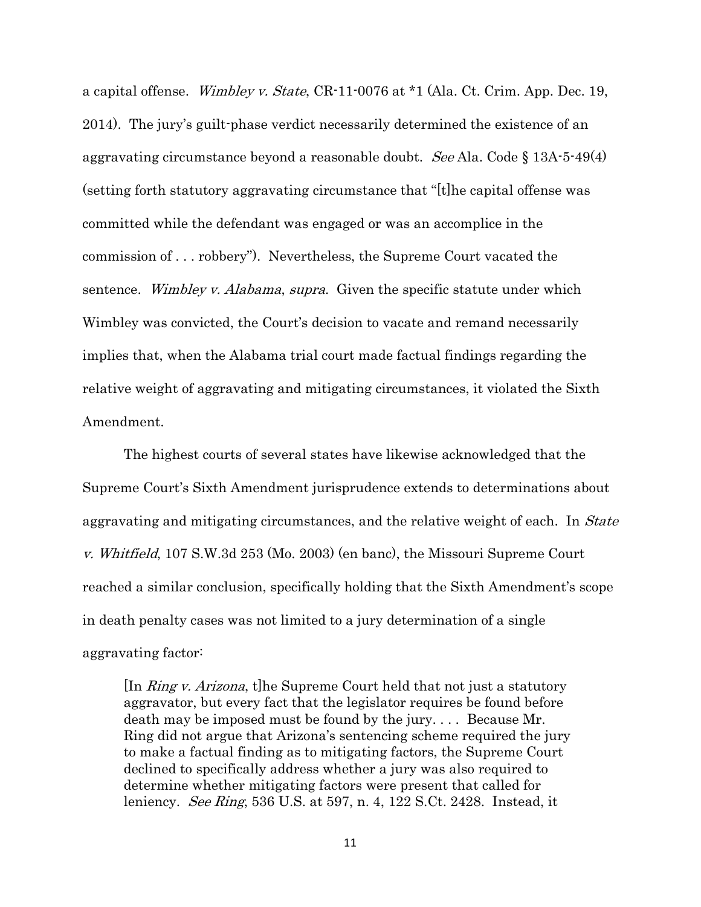a capital offense. *Wimbley v. State*, CR-11-0076 at *1 (Ala. Ct. Crim. App. Dec. 19, 2014). The jury's guilt-phase verdict necessarily determined the existence of an aggravating circumstance beyond a reasonable doubt. *See* Ala. Code § 13A-5-49(4) (setting forth statutory aggravating circumstance that "[t]he capital offense was committed while the defendant was engaged or was an accomplice in the commission of . . . robbery"). Nevertheless, the Supreme Court vacated the sentence. *Wimbley v. Alabama*, *supra*. Given the specific statute under which Wimbley was convicted, the Court's decision to vacate and remand necessarily implies that, when the Alabama trial court made factual findings regarding the relative weight of aggravating and mitigating circumstances, it violated the Sixth Amendment.

The highest courts of several states have likewise acknowledged that the Supreme Court's Sixth Amendment jurisprudence extends to determinations about aggravating and mitigating circumstances, and the relative weight of each. In *State v. Whitfield*, 107 S.W.3d 253 (Mo. 2003) (en banc), the Missouri Supreme Court reached a similar conclusion, specifically holding that the Sixth Amendment's scope in death penalty cases was not limited to a jury determination of a single aggravating factor:

> [In *Ring v. Arizona*, t]he Supreme Court held that not just a statutory aggravator, but every fact that the legislator requires be found before death may be imposed must be found by the jury. . . . Because Mr. Ring did not argue that Arizona's sentencing scheme required the jury to make a factual finding as to mitigating factors, the Supreme Court declined to specifically address whether a jury was also required to determine whether mitigating factors were present that called for leniency. *See Ring*, 536 U.S. at 597, n. 4, 122 S.Ct. 2428. Instead, it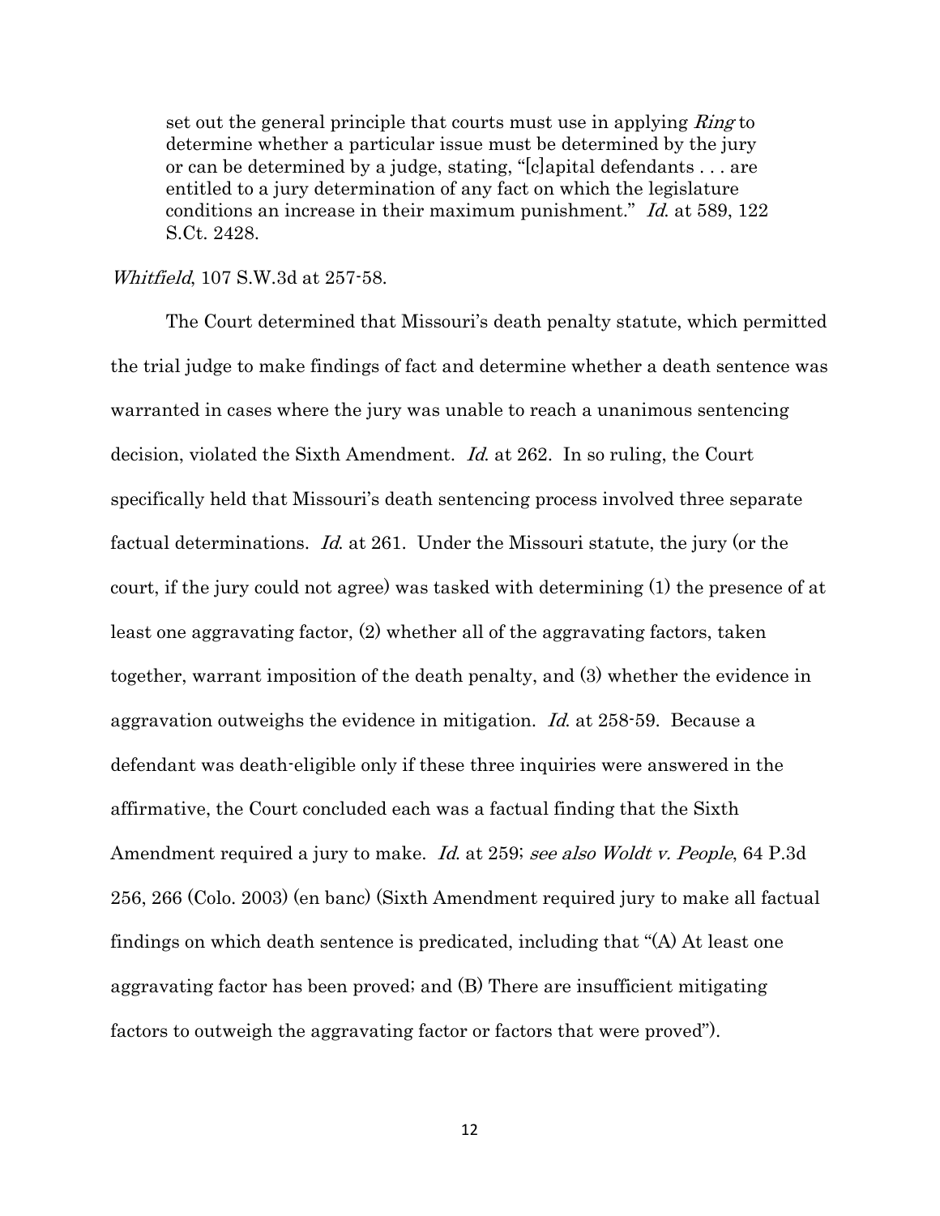> set out the general principle that courts must use in applying *Ring* to determine whether a particular issue must be determined by the jury or can be determined by a judge, stating, "[c]apital defendants . . . are entitled to a jury determination of any fact on which the legislature conditions an increase in their maximum punishment." *Id.* at 589, 122 S.Ct. 2428.

*Whitfield*, 107 S.W.3d at 257-58.

The Court determined that Missouri's death penalty statute, which permitted the trial judge to make findings of fact and determine whether a death sentence was warranted in cases where the jury was unable to reach a unanimous sentencing decision, violated the Sixth Amendment. *Id.* at 262. In so ruling, the Court specifically held that Missouri's death sentencing process involved three separate factual determinations. *Id.* at 261. Under the Missouri statute, the jury (or the court, if the jury could not agree) was tasked with determining (1) the presence of at least one aggravating factor, (2) whether all of the aggravating factors, taken together, warrant imposition of the death penalty, and (3) whether the evidence in aggravation outweighs the evidence in mitigation. *Id.* at 258-59. Because a defendant was death-eligible only if these three inquiries were answered in the affirmative, the Court concluded each was a factual finding that the Sixth Amendment required a jury to make. *Id.* at 259; *see also Woldt v. People*, 64 P.3d 256, 266 (Colo. 2003) (en banc) (Sixth Amendment required jury to make all factual findings on which death sentence is predicated, including that "(A) At least one aggravating factor has been proved; and (B) There are insufficient mitigating factors to outweigh the aggravating factor or factors that were proved").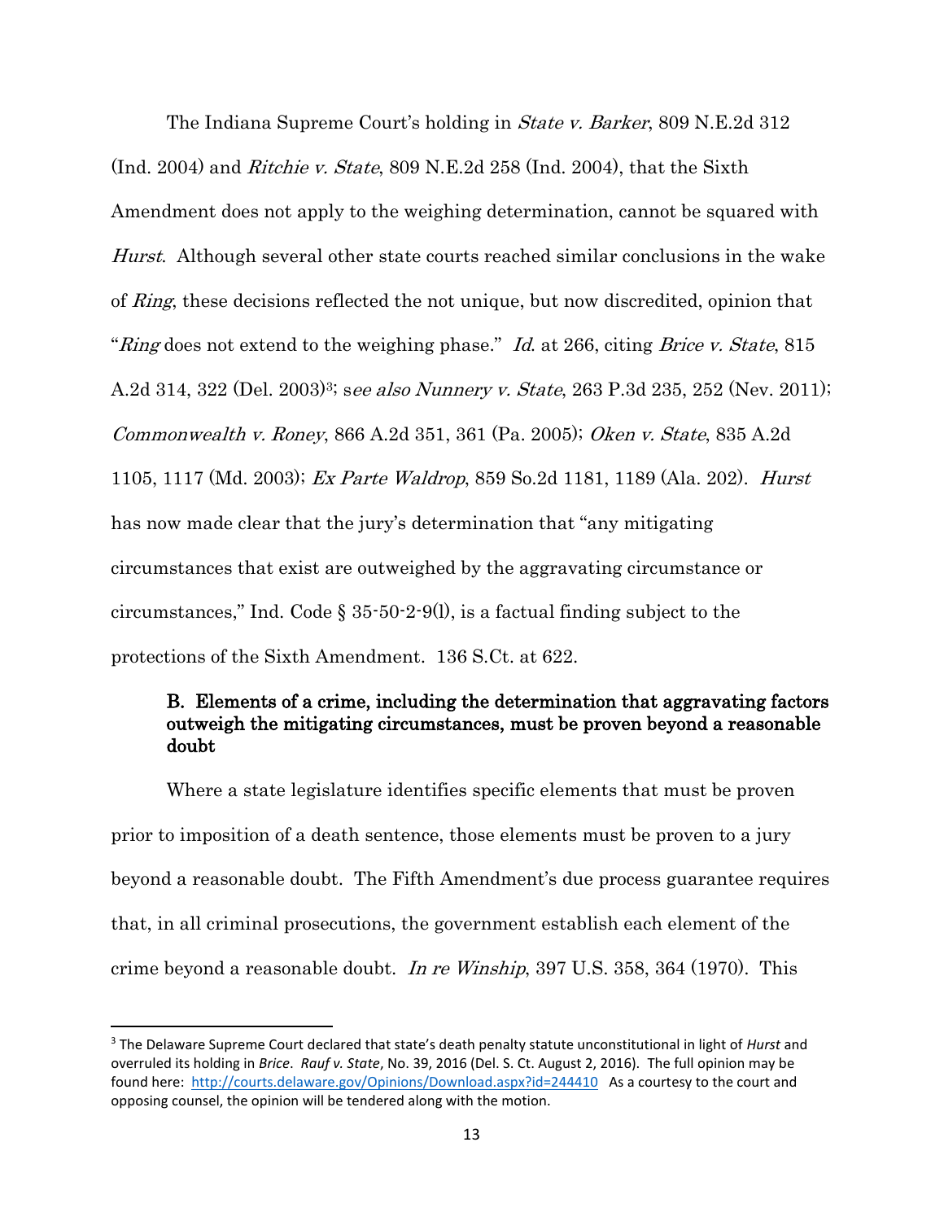The Indiana Supreme Court's holding in *State v. Barker*, 809 N.E.2d 312 (Ind. 2004) and *Ritchie v. State*, 809 N.E.2d 258 (Ind. 2004), that the Sixth Amendment does not apply to the weighing determination, cannot be squared with *Hurst*. Although several other state courts reached similar conclusions in the wake of *Ring*, these decisions reflected the not unique, but now discredited, opinion that "*Ring* does not extend to the weighing phase." *Id*. at 266, citing *Brice v. State*, 815 A.2d 314, 322 (Del. 2003)[3]; s*ee also Nunnery v. State*, 263 P.3d 235, 252 (Nev. 2011); *Commonwealth v. Roney*, 866 A.2d 351, 361 (Pa. 2005); *Oken v. State*, 835 A.2d 1105, 1117 (Md. 2003); *Ex Parte Waldrop*, 859 So.2d 1181, 1189 (Ala. 202). *Hurst* has now made clear that the jury's determination that "any mitigating circumstances that exist are outweighed by the aggravating circumstance or circumstances," Ind. Code § 35-50-2-9(l), is a factual finding subject to the protections of the Sixth Amendment. 136 S.Ct. at 622.

### B. Elements of a crime, including the determination that aggravating factors outweigh the mitigating circumstances, must be proven beyond a reasonable doubt

Where a state legislature identifies specific elements that must be proven prior to imposition of a death sentence, those elements must be proven to a jury beyond a reasonable doubt. The Fifth Amendment's due process guarantee requires that, in all criminal prosecutions, the government establish each element of the crime beyond a reasonable doubt. *In re Winship*, 397 U.S. 358, 364 (1970). This

---

[3] The Delaware Supreme Court declared that state's death penalty statute unconstitutional in light of *Hurst* and overruled its holding in *Brice*. *Rauf v. State*, No. 39, 2016 (Del. S. Ct. August 2, 2016). The full opinion may be found here: http://courts.delaware.gov/Opinions/Download.aspx?id=244410 As a courtesy to the court and opposing counsel, the opinion will be tendered along with the motion.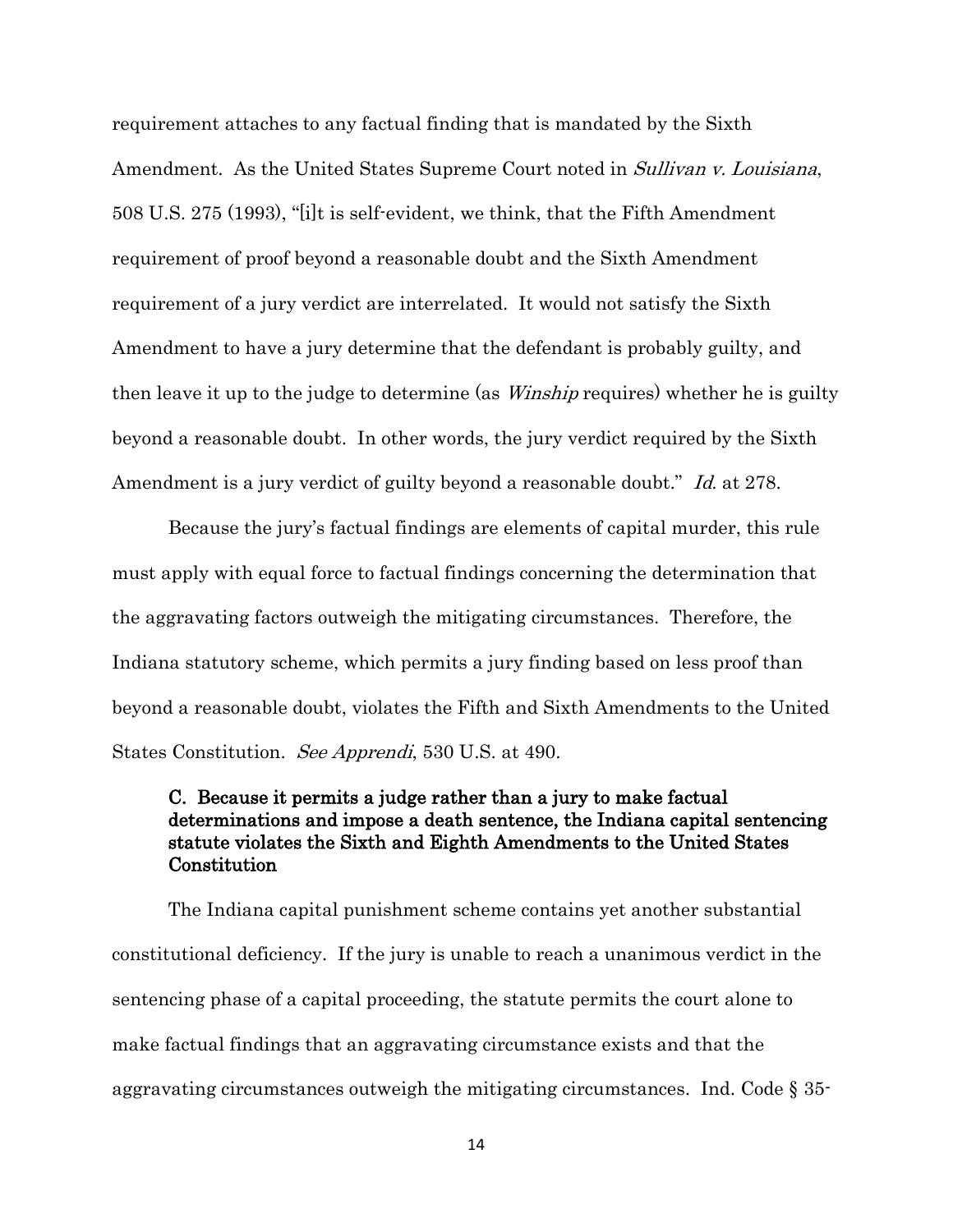requirement attaches to any factual finding that is mandated by the Sixth Amendment. As the United States Supreme Court noted in *Sullivan v. Louisiana*, 508 U.S. 275 (1993), "[i]t is self-evident, we think, that the Fifth Amendment requirement of proof beyond a reasonable doubt and the Sixth Amendment requirement of a jury verdict are interrelated. It would not satisfy the Sixth Amendment to have a jury determine that the defendant is probably guilty, and then leave it up to the judge to determine (as *Winship* requires) whether he is guilty beyond a reasonable doubt. In other words, the jury verdict required by the Sixth Amendment is a jury verdict of guilty beyond a reasonable doubt." *Id.* at 278.

Because the jury's factual findings are elements of capital murder, this rule must apply with equal force to factual findings concerning the determination that the aggravating factors outweigh the mitigating circumstances. Therefore, the Indiana statutory scheme, which permits a jury finding based on less proof than beyond a reasonable doubt, violates the Fifth and Sixth Amendments to the United States Constitution. *See Apprendi*, 530 U.S. at 490.

### C. Because it permits a judge rather than a jury to make factual determinations and impose a death sentence, the Indiana capital sentencing statute violates the Sixth and Eighth Amendments to the United States Constitution

The Indiana capital punishment scheme contains yet another substantial constitutional deficiency. If the jury is unable to reach a unanimous verdict in the sentencing phase of a capital proceeding, the statute permits the court alone to make factual findings that an aggravating circumstance exists and that the aggravating circumstances outweigh the mitigating circumstances. Ind. Code § 35-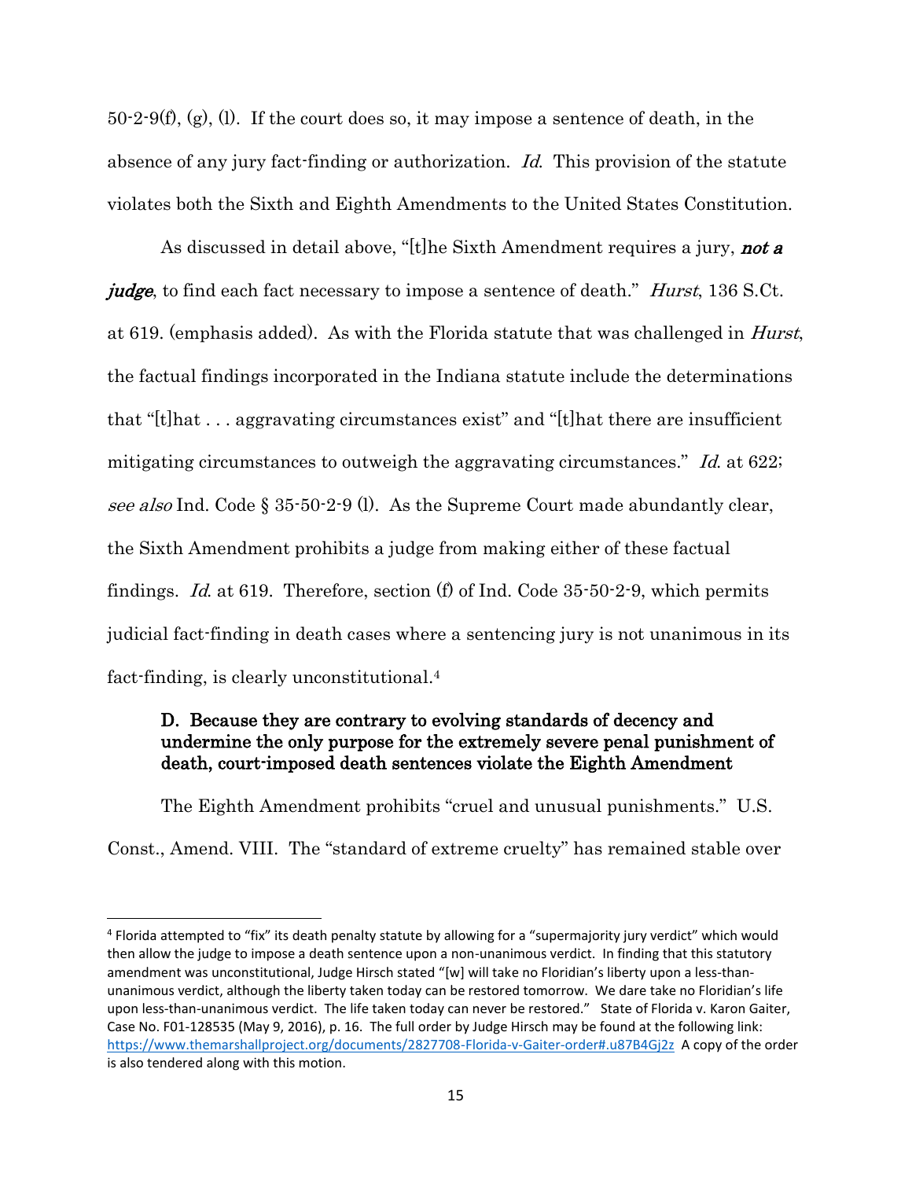50-2-9(f), (g), (l). If the court does so, it may impose a sentence of death, in the absence of any jury fact-finding or authorization. *Id.* This provision of the statute violates both the Sixth and Eighth Amendments to the United States Constitution.

As discussed in detail above, "[t]he Sixth Amendment requires a jury, ***not a judge***, to find each fact necessary to impose a sentence of death." *Hurst*, 136 S.Ct. at 619. (emphasis added). As with the Florida statute that was challenged in *Hurst*, the factual findings incorporated in the Indiana statute include the determinations that "[t]hat . . . aggravating circumstances exist" and "[t]hat there are insufficient mitigating circumstances to outweigh the aggravating circumstances." *Id.* at 622; *see also* Ind. Code § 35-50-2-9 (l). As the Supreme Court made abundantly clear, the Sixth Amendment prohibits a judge from making either of these factual findings. *Id.* at 619. Therefore, section (f) of Ind. Code 35-50-2-9, which permits judicial fact-finding in death cases where a sentencing jury is not unanimous in its fact-finding, is clearly unconstitutional.[4]

### D. Because they are contrary to evolving standards of decency and undermine the only purpose for the extremely severe penal punishment of death, court-imposed death sentences violate the Eighth Amendment

The Eighth Amendment prohibits "cruel and unusual punishments." U.S. Const., Amend. VIII. The "standard of extreme cruelty" has remained stable over

---

[4] Florida attempted to "fix" its death penalty statute by allowing for a "supermajority jury verdict" which would then allow the judge to impose a death sentence upon a non-unanimous verdict. In finding that this statutory amendment was unconstitutional, Judge Hirsch stated "[w] will take no Floridian's liberty upon a less-than-unanimous verdict, although the liberty taken today can be restored tomorrow. We dare take no Floridian's life upon less-than-unanimous verdict. The life taken today can never be restored." State of Florida v. Karon Gaiter, Case No. F01-128535 (May 9, 2016), p. 16. The full order by Judge Hirsch may be found at the following link: https://www.themarshallproject.org/documents/2827708-Florida-v-Gaiter-order#.u87B4Gj2z A copy of the order is also tendered along with this motion.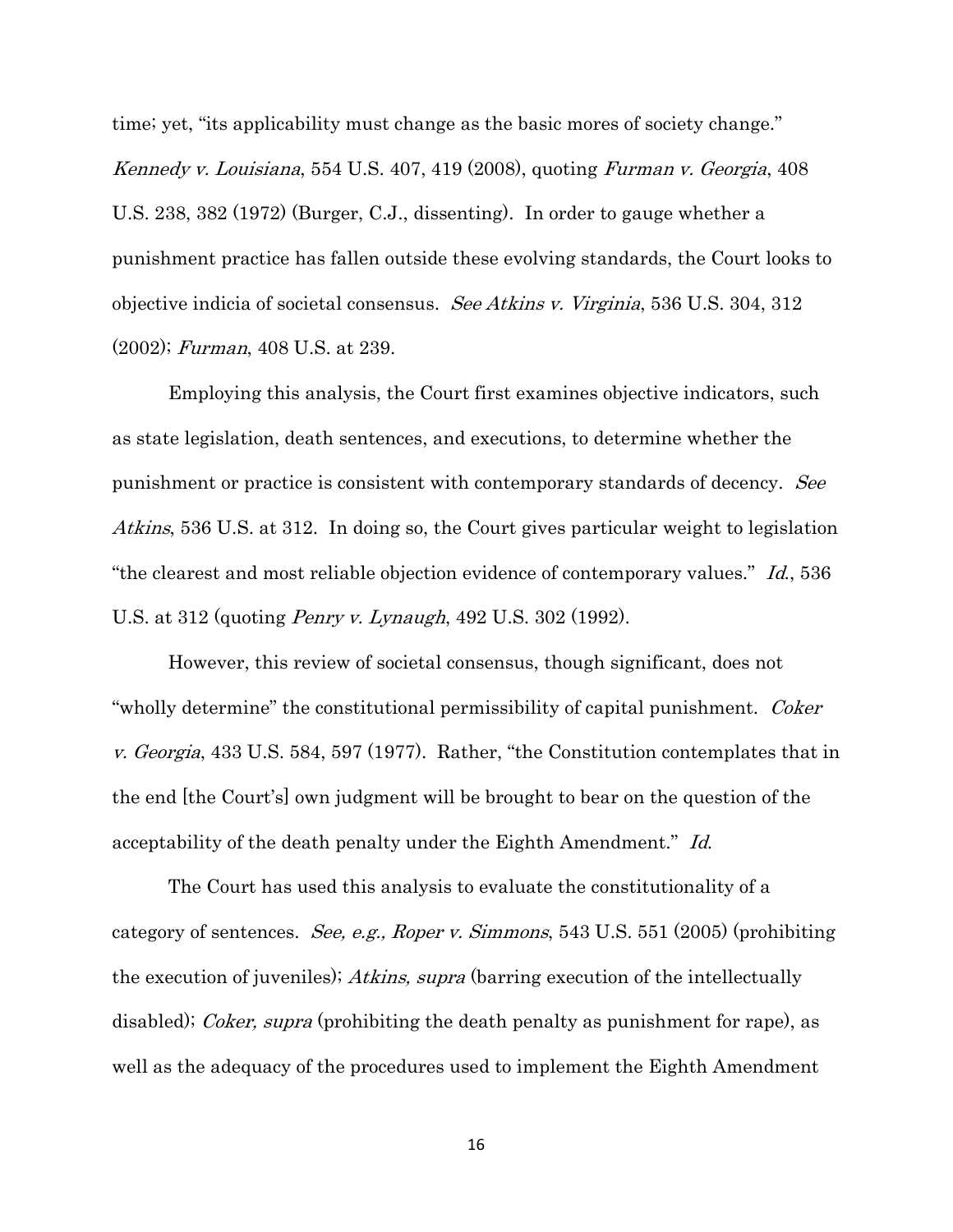time; yet, "its applicability must change as the basic mores of society change." *Kennedy v. Louisiana*, 554 U.S. 407, 419 (2008), quoting *Furman v. Georgia*, 408 U.S. 238, 382 (1972) (Burger, C.J., dissenting). In order to gauge whether a punishment practice has fallen outside these evolving standards, the Court looks to objective indicia of societal consensus. *See Atkins v. Virginia*, 536 U.S. 304, 312 (2002); *Furman*, 408 U.S. at 239.

Employing this analysis, the Court first examines objective indicators, such as state legislation, death sentences, and executions, to determine whether the punishment or practice is consistent with contemporary standards of decency. *See Atkins*, 536 U.S. at 312. In doing so, the Court gives particular weight to legislation "the clearest and most reliable objection evidence of contemporary values." *Id.*, 536 U.S. at 312 (quoting *Penry v. Lynaugh*, 492 U.S. 302 (1992).

However, this review of societal consensus, though significant, does not "wholly determine" the constitutional permissibility of capital punishment. *Coker v. Georgia*, 433 U.S. 584, 597 (1977). Rather, "the Constitution contemplates that in the end [the Court's] own judgment will be brought to bear on the question of the acceptability of the death penalty under the Eighth Amendment." *Id.*

The Court has used this analysis to evaluate the constitutionality of a category of sentences. *See, e.g., Roper v. Simmons*, 543 U.S. 551 (2005) (prohibiting the execution of juveniles); *Atkins, supra* (barring execution of the intellectually disabled); *Coker, supra* (prohibiting the death penalty as punishment for rape), as well as the adequacy of the procedures used to implement the Eighth Amendment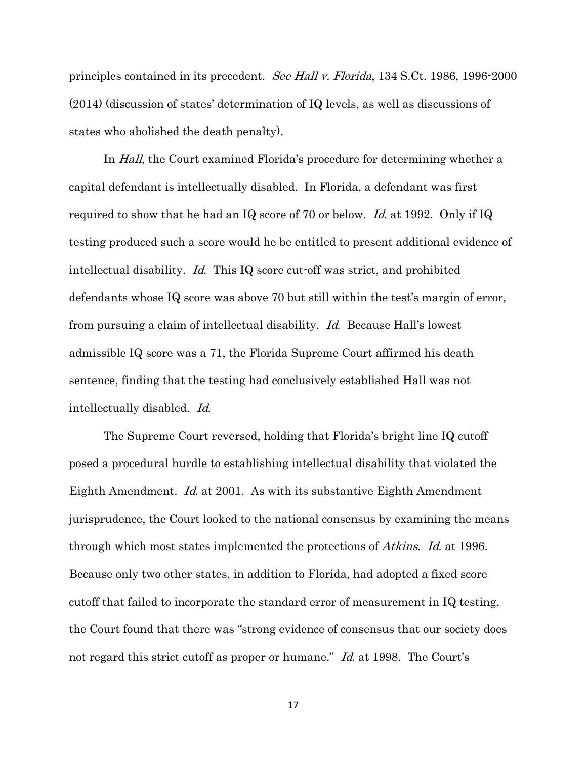principles contained in its precedent. *See Hall v. Florida*, 134 S.Ct. 1986, 1996-2000 (2014) (discussion of states' determination of IQ levels, as well as discussions of states who abolished the death penalty).

In *Hall*, the Court examined Florida's procedure for determining whether a capital defendant is intellectually disabled. In Florida, a defendant was first required to show that he had an IQ score of 70 or below. *Id.* at 1992. Only if IQ testing produced such a score would he be entitled to present additional evidence of intellectual disability. *Id.* This IQ score cut-off was strict, and prohibited defendants whose IQ score was above 70 but still within the test's margin of error, from pursuing a claim of intellectual disability. *Id.* Because Hall's lowest admissible IQ score was a 71, the Florida Supreme Court affirmed his death sentence, finding that the testing had conclusively established Hall was not intellectually disabled. *Id.*

The Supreme Court reversed, holding that Florida's bright line IQ cutoff posed a procedural hurdle to establishing intellectual disability that violated the Eighth Amendment. *Id.* at 2001. As with its substantive Eighth Amendment jurisprudence, the Court looked to the national consensus by examining the means through which most states implemented the protections of *Atkins*. *Id.* at 1996. Because only two other states, in addition to Florida, had adopted a fixed score cutoff that failed to incorporate the standard error of measurement in IQ testing, the Court found that there was "strong evidence of consensus that our society does not regard this strict cutoff as proper or humane." *Id.* at 1998. The Court's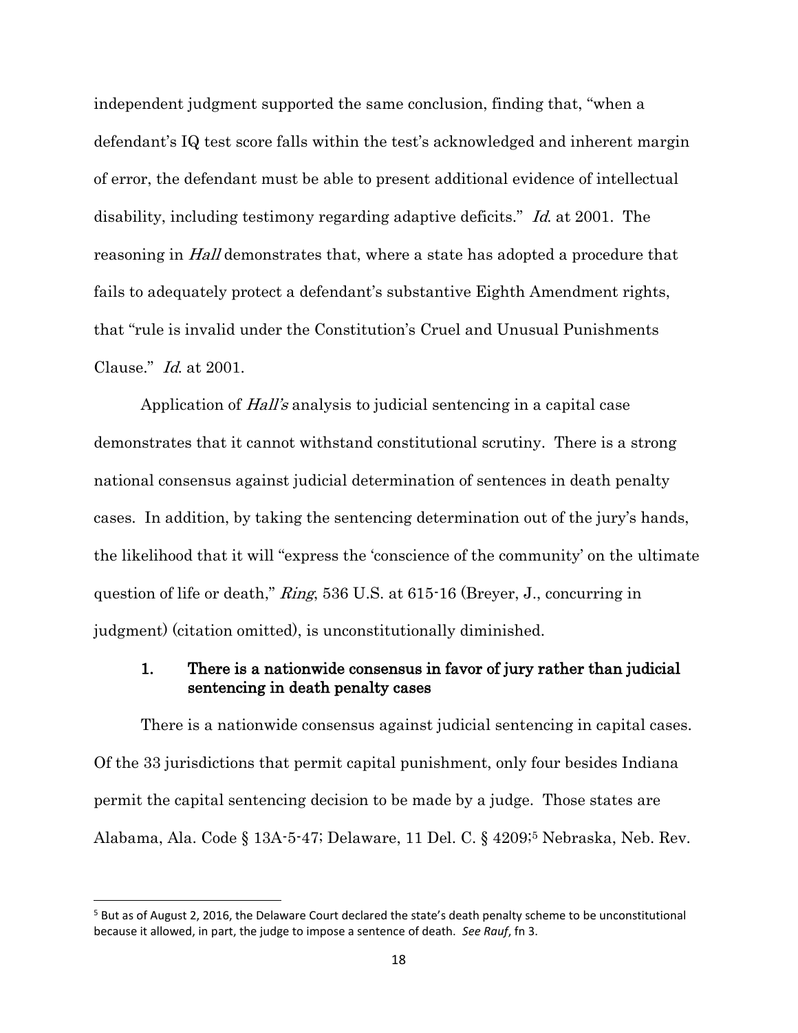independent judgment supported the same conclusion, finding that, "when a defendant's IQ test score falls within the test's acknowledged and inherent margin of error, the defendant must be able to present additional evidence of intellectual disability, including testimony regarding adaptive deficits." *Id.* at 2001. The reasoning in *Hall* demonstrates that, where a state has adopted a procedure that fails to adequately protect a defendant's substantive Eighth Amendment rights, that "rule is invalid under the Constitution's Cruel and Unusual Punishments Clause." *Id.* at 2001.

Application of *Hall's* analysis to judicial sentencing in a capital case demonstrates that it cannot withstand constitutional scrutiny. There is a strong national consensus against judicial determination of sentences in death penalty cases. In addition, by taking the sentencing determination out of the jury's hands, the likelihood that it will "express the 'conscience of the community' on the ultimate question of life or death," *Ring*, 536 U.S. at 615-16 (Breyer, J., concurring in judgment) (citation omitted), is unconstitutionally diminished.

### 1. There is a nationwide consensus in favor of jury rather than judicial sentencing in death penalty cases

There is a nationwide consensus against judicial sentencing in capital cases. Of the 33 jurisdictions that permit capital punishment, only four besides Indiana permit the capital sentencing decision to be made by a judge. Those states are Alabama, Ala. Code § 13A-5-47; Delaware, 11 Del. C. § 4209;[5] Nebraska, Neb. Rev.

---

[5] But as of August 2, 2016, the Delaware Court declared the state's death penalty scheme to be unconstitutional because it allowed, in part, the judge to impose a sentence of death. *See Rauf*, fn 3.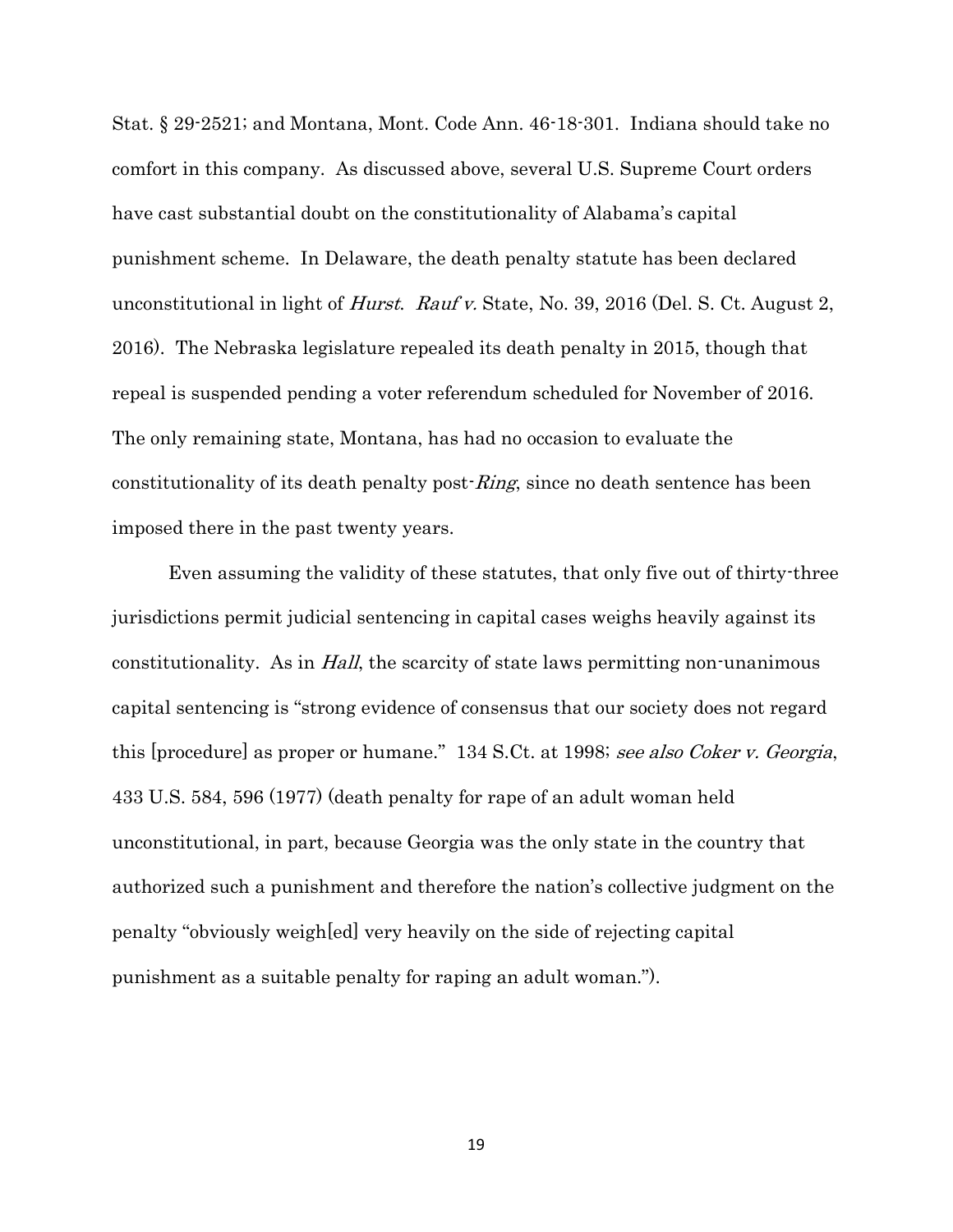Stat. § 29-2521; and Montana, Mont. Code Ann. 46-18-301. Indiana should take no comfort in this company. As discussed above, several U.S. Supreme Court orders have cast substantial doubt on the constitutionality of Alabama's capital punishment scheme. In Delaware, the death penalty statute has been declared unconstitutional in light of *Hurst*. *Rauf v.* State, No. 39, 2016 (Del. S. Ct. August 2, 2016). The Nebraska legislature repealed its death penalty in 2015, though that repeal is suspended pending a voter referendum scheduled for November of 2016. The only remaining state, Montana, has had no occasion to evaluate the constitutionality of its death penalty post-*Ring*, since no death sentence has been imposed there in the past twenty years.

Even assuming the validity of these statutes, that only five out of thirty-three jurisdictions permit judicial sentencing in capital cases weighs heavily against its constitutionality. As in *Hall*, the scarcity of state laws permitting non-unanimous capital sentencing is "strong evidence of consensus that our society does not regard this [procedure] as proper or humane." 134 S.Ct. at 1998; *see also Coker v. Georgia*, 433 U.S. 584, 596 (1977) (death penalty for rape of an adult woman held unconstitutional, in part, because Georgia was the only state in the country that authorized such a punishment and therefore the nation's collective judgment on the penalty "obviously weigh[ed] very heavily on the side of rejecting capital punishment as a suitable penalty for raping an adult woman.").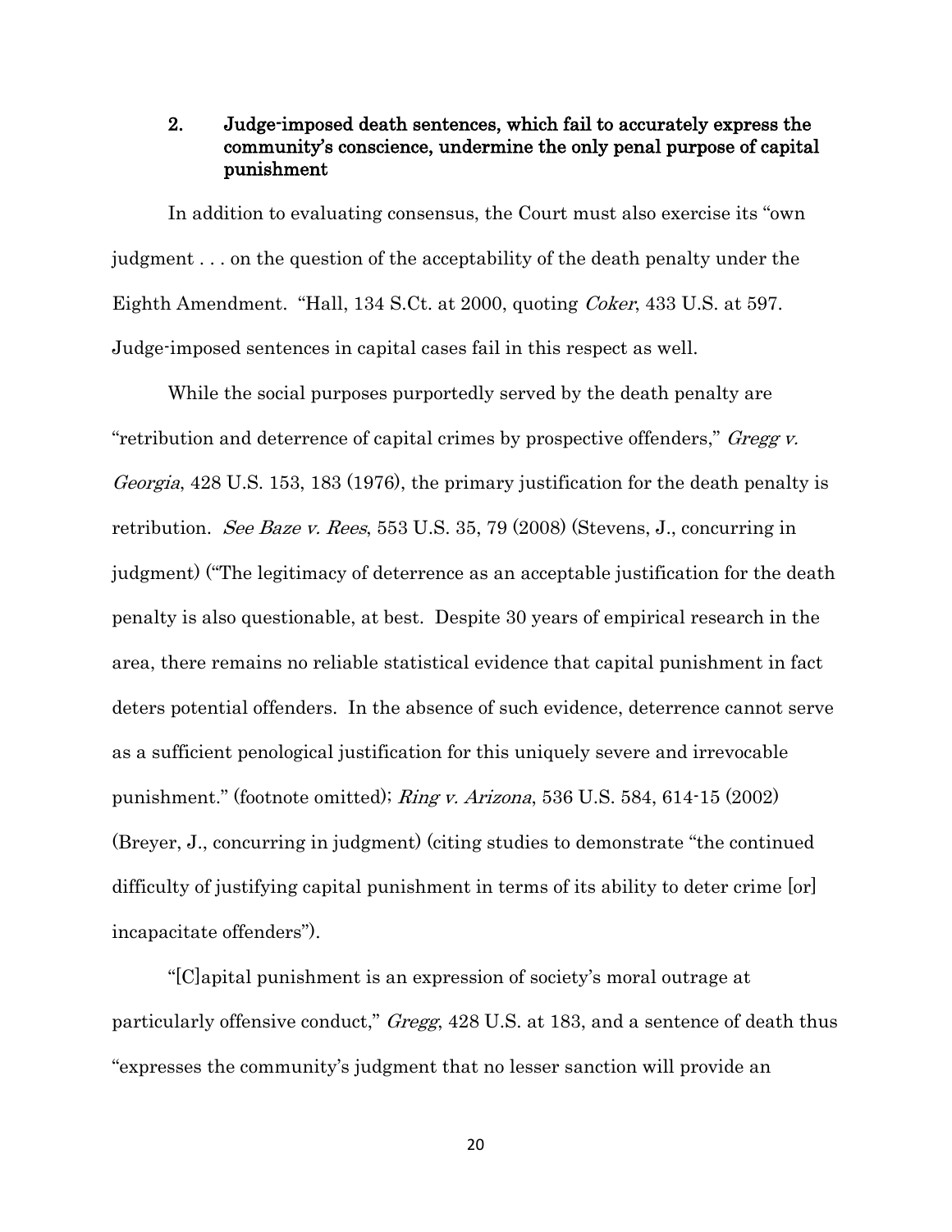### 2. Judge-imposed death sentences, which fail to accurately express the community's conscience, undermine the only penal purpose of capital punishment

In addition to evaluating consensus, the Court must also exercise its "own judgment . . . on the question of the acceptability of the death penalty under the Eighth Amendment. "Hall, 134 S.Ct. at 2000, quoting *Coker*, 433 U.S. at 597. Judge-imposed sentences in capital cases fail in this respect as well.

While the social purposes purportedly served by the death penalty are "retribution and deterrence of capital crimes by prospective offenders," *Gregg v. Georgia*, 428 U.S. 153, 183 (1976), the primary justification for the death penalty is retribution. *See Baze v. Rees*, 553 U.S. 35, 79 (2008) (Stevens, J., concurring in judgment) ("The legitimacy of deterrence as an acceptable justification for the death penalty is also questionable, at best. Despite 30 years of empirical research in the area, there remains no reliable statistical evidence that capital punishment in fact deters potential offenders. In the absence of such evidence, deterrence cannot serve as a sufficient penological justification for this uniquely severe and irrevocable punishment." (footnote omitted); *Ring v. Arizona*, 536 U.S. 584, 614-15 (2002) (Breyer, J., concurring in judgment) (citing studies to demonstrate "the continued difficulty of justifying capital punishment in terms of its ability to deter crime [or] incapacitate offenders").

"[C]apital punishment is an expression of society's moral outrage at particularly offensive conduct," *Gregg*, 428 U.S. at 183, and a sentence of death thus "expresses the community's judgment that no lesser sanction will provide an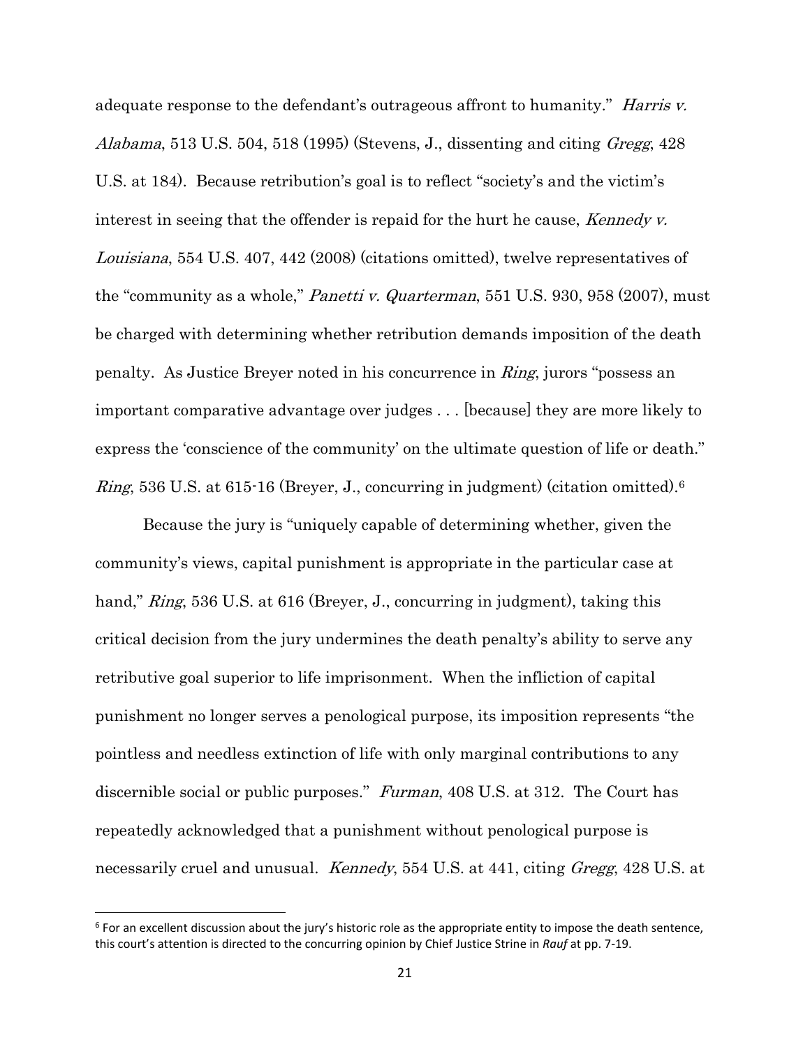adequate response to the defendant's outrageous affront to humanity." *Harris v. Alabama*, 513 U.S. 504, 518 (1995) (Stevens, J., dissenting and citing *Gregg*, 428 U.S. at 184). Because retribution's goal is to reflect "society's and the victim's interest in seeing that the offender is repaid for the hurt he cause, *Kennedy v. Louisiana*, 554 U.S. 407, 442 (2008) (citations omitted), twelve representatives of the "community as a whole," *Panetti v. Quarterman*, 551 U.S. 930, 958 (2007), must be charged with determining whether retribution demands imposition of the death penalty. As Justice Breyer noted in his concurrence in *Ring*, jurors "possess an important comparative advantage over judges . . . [because] they are more likely to express the 'conscience of the community' on the ultimate question of life or death." *Ring*, 536 U.S. at 615-16 (Breyer, J., concurring in judgment) (citation omitted).[6]

Because the jury is "uniquely capable of determining whether, given the community's views, capital punishment is appropriate in the particular case at hand," *Ring*, 536 U.S. at 616 (Breyer, J., concurring in judgment), taking this critical decision from the jury undermines the death penalty's ability to serve any retributive goal superior to life imprisonment. When the infliction of capital punishment no longer serves a penological purpose, its imposition represents "the pointless and needless extinction of life with only marginal contributions to any discernible social or public purposes." *Furman*, 408 U.S. at 312. The Court has repeatedly acknowledged that a punishment without penological purpose is necessarily cruel and unusual. *Kennedy*, 554 U.S. at 441, citing *Gregg*, 428 U.S. at

---

[6] For an excellent discussion about the jury's historic role as the appropriate entity to impose the death sentence, this court's attention is directed to the concurring opinion by Chief Justice Strine in *Rauf* at pp. 7-19.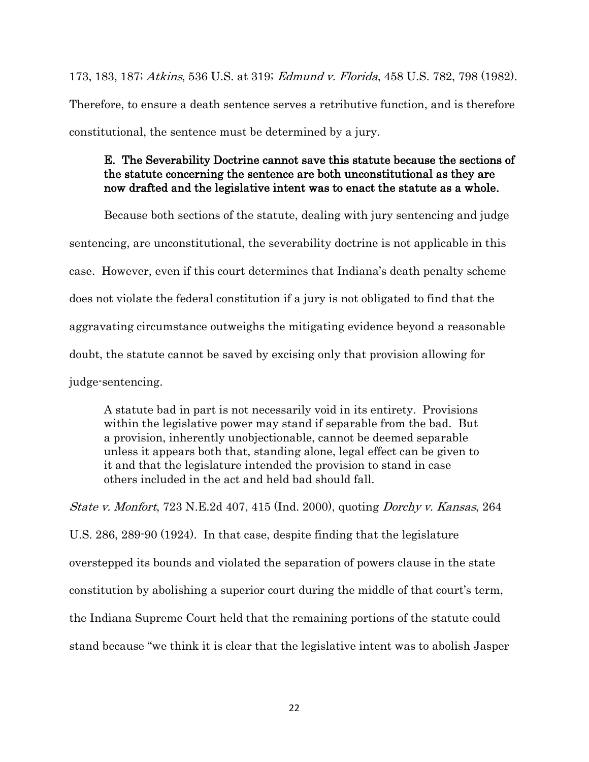173, 183, 187; *Atkins*, 536 U.S. at 319; *Edmund v. Florida*, 458 U.S. 782, 798 (1982). Therefore, to ensure a death sentence serves a retributive function, and is therefore constitutional, the sentence must be determined by a jury.

### E. The Severability Doctrine cannot save this statute because the sections of the statute concerning the sentence are both unconstitutional as they are now drafted and the legislative intent was to enact the statute as a whole.

Because both sections of the statute, dealing with jury sentencing and judge sentencing, are unconstitutional, the severability doctrine is not applicable in this case. However, even if this court determines that Indiana's death penalty scheme does not violate the federal constitution if a jury is not obligated to find that the aggravating circumstance outweighs the mitigating evidence beyond a reasonable doubt, the statute cannot be saved by excising only that provision allowing for judge-sentencing.

> A statute bad in part is not necessarily void in its entirety. Provisions within the legislative power may stand if separable from the bad. But a provision, inherently unobjectionable, cannot be deemed separable unless it appears both that, standing alone, legal effect can be given to it and that the legislature intended the provision to stand in case others included in the act and held bad should fall.

*State v. Monfort*, 723 N.E.2d 407, 415 (Ind. 2000), quoting *Dorchy v. Kansas*, 264 U.S. 286, 289-90 (1924). In that case, despite finding that the legislature overstepped its bounds and violated the separation of powers clause in the state constitution by abolishing a superior court during the middle of that court's term, the Indiana Supreme Court held that the remaining portions of the statute could stand because "we think it is clear that the legislative intent was to abolish Jasper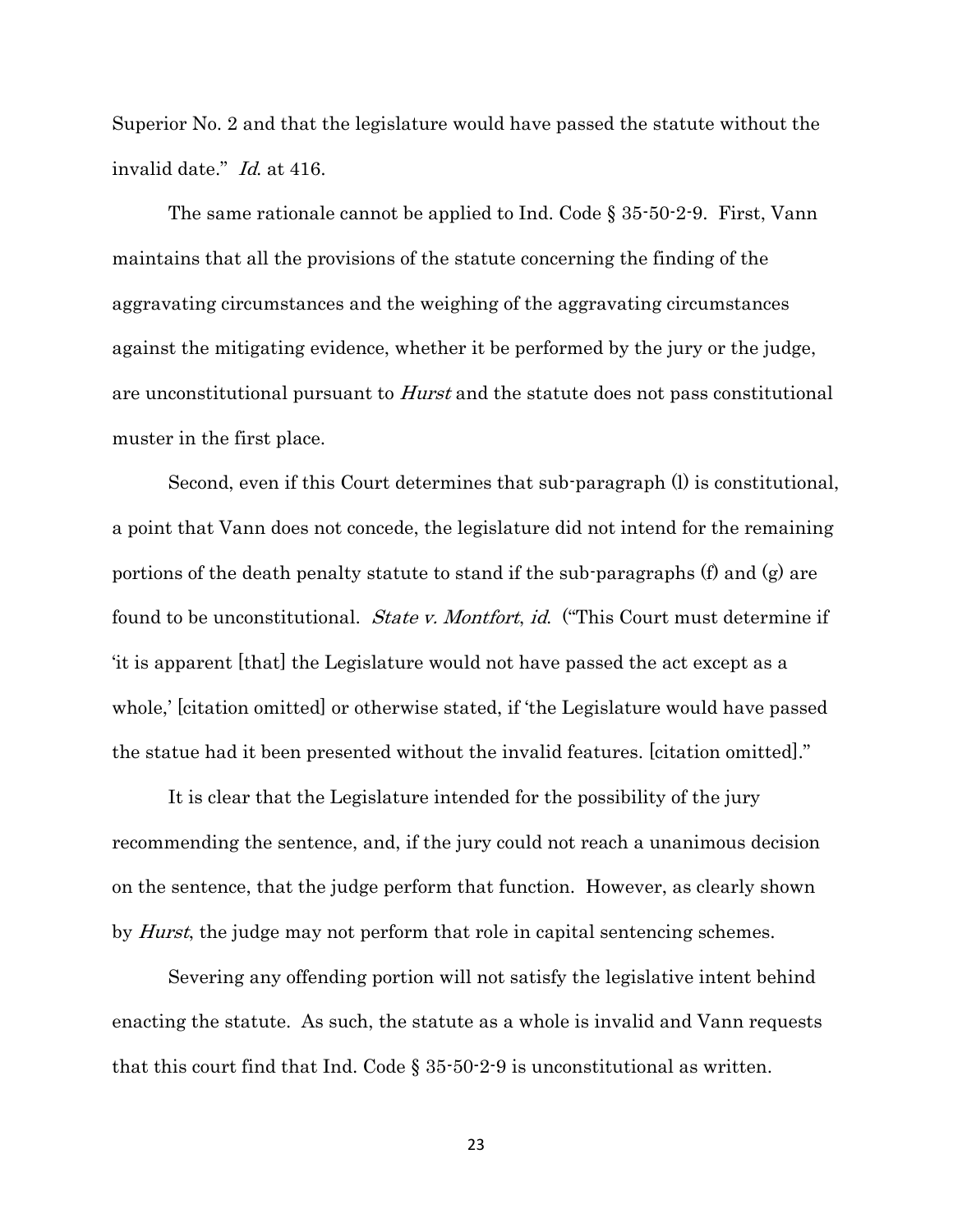Superior No. 2 and that the legislature would have passed the statute without the invalid date." *Id.* at 416.

The same rationale cannot be applied to Ind. Code § 35-50-2-9. First, Vann maintains that all the provisions of the statute concerning the finding of the aggravating circumstances and the weighing of the aggravating circumstances against the mitigating evidence, whether it be performed by the jury or the judge, are unconstitutional pursuant to *Hurst* and the statute does not pass constitutional muster in the first place.

Second, even if this Court determines that sub-paragraph (l) is constitutional, a point that Vann does not concede, the legislature did not intend for the remaining portions of the death penalty statute to stand if the sub-paragraphs (f) and (g) are found to be unconstitutional. *State v. Montfort*, *id.* ("This Court must determine if 'it is apparent [that] the Legislature would not have passed the act except as a whole,' [citation omitted] or otherwise stated, if 'the Legislature would have passed the statue had it been presented without the invalid features. [citation omitted]."

It is clear that the Legislature intended for the possibility of the jury recommending the sentence, and, if the jury could not reach a unanimous decision on the sentence, that the judge perform that function. However, as clearly shown by *Hurst*, the judge may not perform that role in capital sentencing schemes.

Severing any offending portion will not satisfy the legislative intent behind enacting the statute. As such, the statute as a whole is invalid and Vann requests that this court find that Ind. Code § 35-50-2-9 is unconstitutional as written.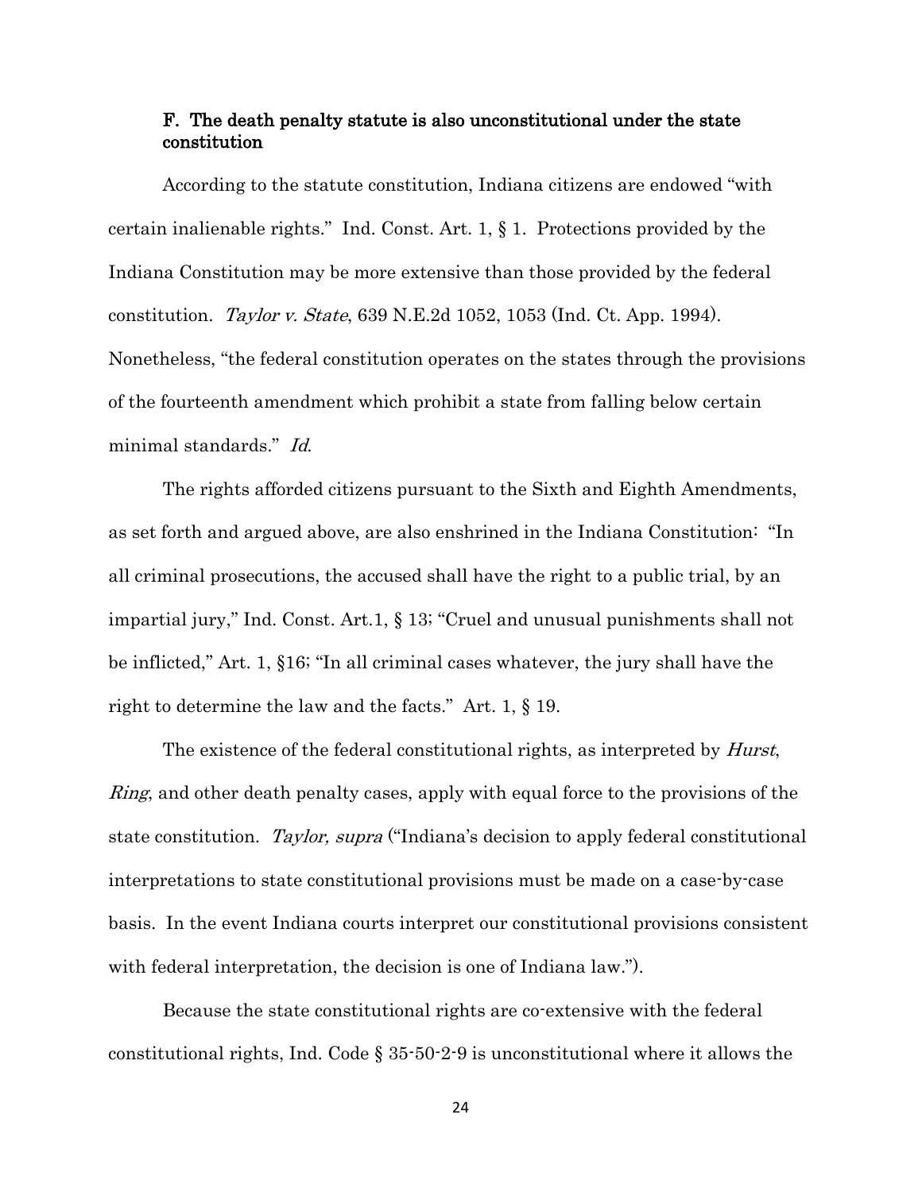### F. The death penalty statute is also unconstitutional under the state constitution

According to the statute constitution, Indiana citizens are endowed "with certain inalienable rights." Ind. Const. Art. 1, § 1. Protections provided by the Indiana Constitution may be more extensive than those provided by the federal constitution. *Taylor v. State*, 639 N.E.2d 1052, 1053 (Ind. Ct. App. 1994). Nonetheless, "the federal constitution operates on the states through the provisions of the fourteenth amendment which prohibit a state from falling below certain minimal standards." *Id*.

The rights afforded citizens pursuant to the Sixth and Eighth Amendments, as set forth and argued above, are also enshrined in the Indiana Constitution: "In all criminal prosecutions, the accused shall have the right to a public trial, by an impartial jury," Ind. Const. Art.1, § 13; "Cruel and unusual punishments shall not be inflicted," Art. 1, §16; "In all criminal cases whatever, the jury shall have the right to determine the law and the facts." Art. 1, § 19.

The existence of the federal constitutional rights, as interpreted by *Hurst*, *Ring*, and other death penalty cases, apply with equal force to the provisions of the state constitution. *Taylor, supra* ("Indiana's decision to apply federal constitutional interpretations to state constitutional provisions must be made on a case-by-case basis. In the event Indiana courts interpret our constitutional provisions consistent with federal interpretation, the decision is one of Indiana law.").

Because the state constitutional rights are co-extensive with the federal constitutional rights, Ind. Code § 35-50-2-9 is unconstitutional where it allows the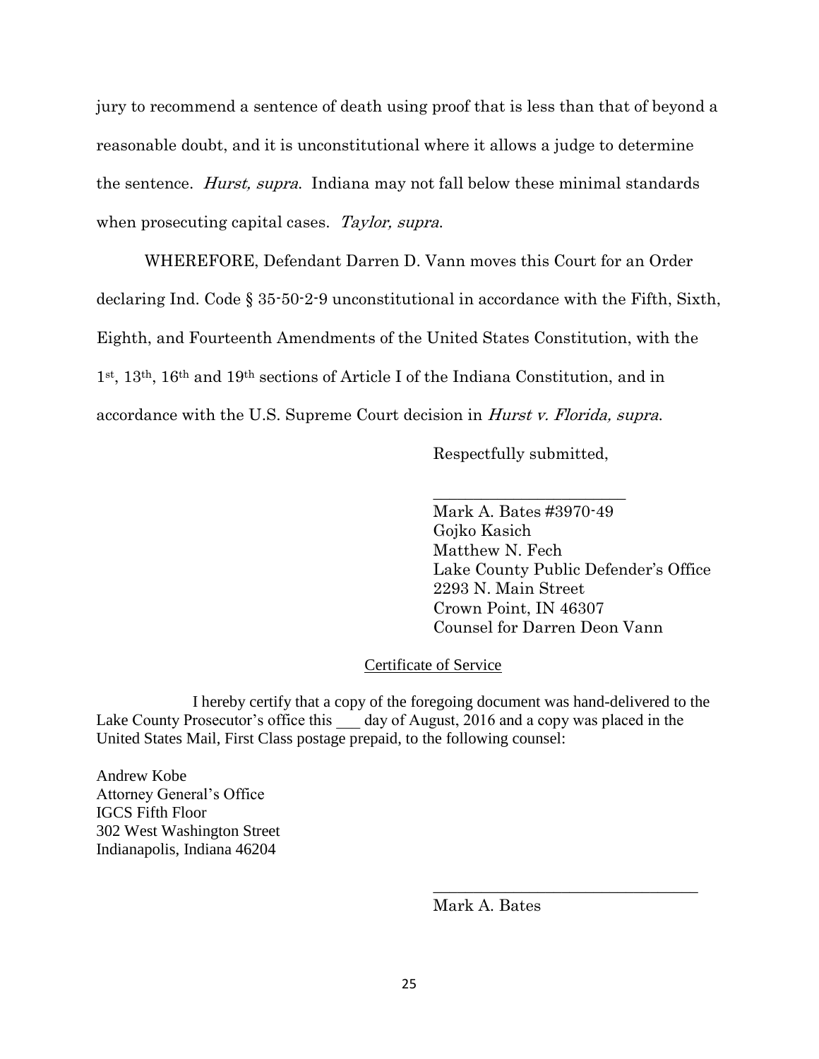jury to recommend a sentence of death using proof that is less than that of beyond a reasonable doubt, and it is unconstitutional where it allows a judge to determine the sentence. *Hurst, supra*. Indiana may not fall below these minimal standards when prosecuting capital cases. *Taylor, supra*.

WHEREFORE, Defendant Darren D. Vann moves this Court for an Order declaring Ind. Code § 35-50-2-9 unconstitutional in accordance with the Fifth, Sixth, Eighth, and Fourteenth Amendments of the United States Constitution, with the 1st, 13th, 16th and 19th sections of Article I of the Indiana Constitution, and in accordance with the U.S. Supreme Court decision in *Hurst v. Florida, supra*.

Respectfully submitted,

______________________
Mark A. Bates #3970-49
Gojko Kasich
Matthew N. Fech
Lake County Public Defender's Office
2293 N. Main Street
Crown Point, IN 46307
Counsel for Darren Deon Vann

Certificate of Service

I hereby certify that a copy of the foregoing document was hand-delivered to the Lake County Prosecutor's office this ___ day of August, 2016 and a copy was placed in the United States Mail, First Class postage prepaid, to the following counsel:

Andrew Kobe
Attorney General's Office
IGCS Fifth Floor
302 West Washington Street
Indianapolis, Indiana 46204

______________________________
Mark A. Bates